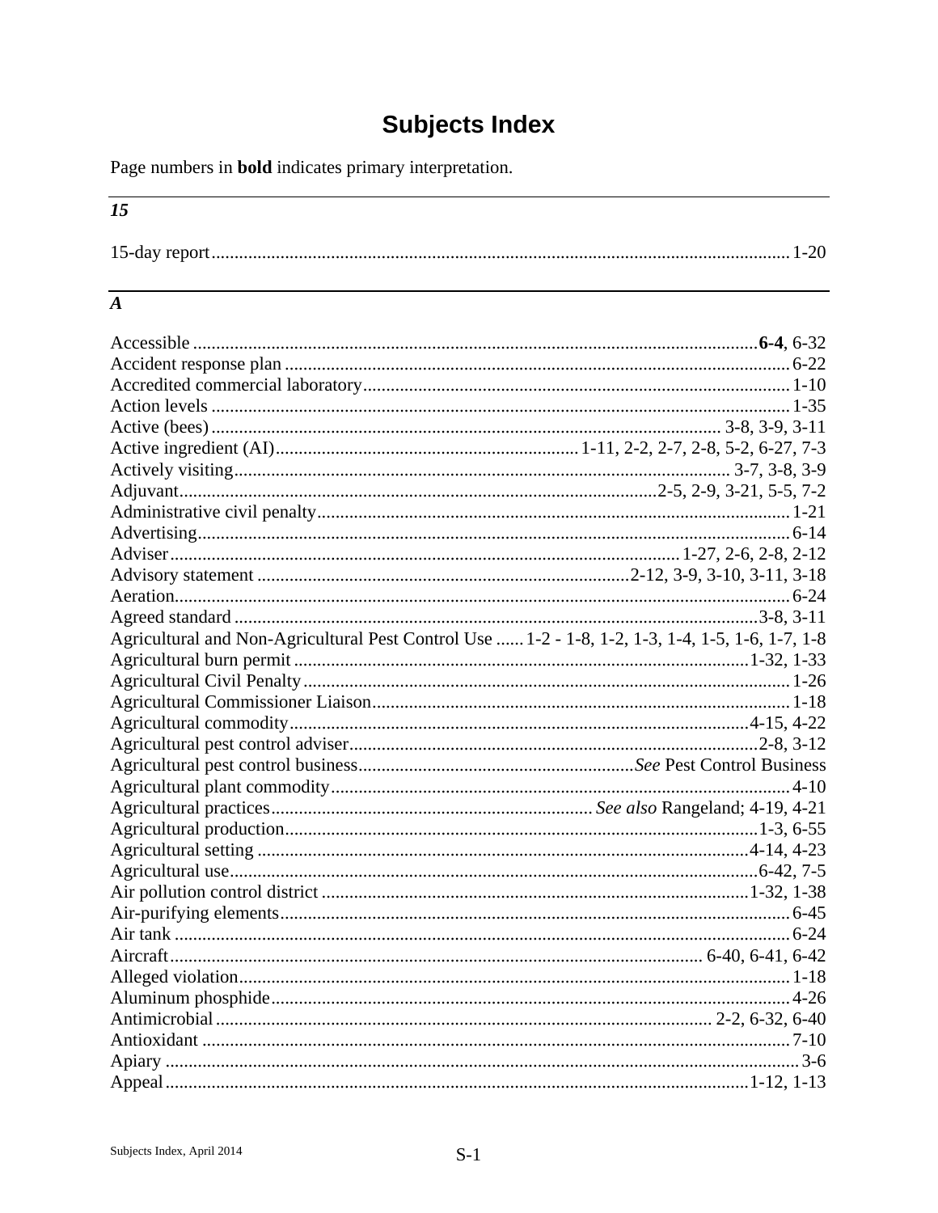# Subjects Index

Page numbers in **bold** indicates primary interpretation.

## *15*

15-day report ........ 1-20

## *A*

Accessible ........ **6-4**, 6-32
Accident response plan ........ 6-22
Accredited commercial laboratory ........ 1-10
Action levels ........ 1-35
Active (bees) ........ 3-8, 3-9, 3-11
Active ingredient (AI) ........ 1-11, 2-2, 2-7, 2-8, 5-2, 6-27, 7-3
Actively visiting ........ 3-7, 3-8, 3-9
Adjuvant ........ 2-5, 2-9, 3-21, 5-5, 7-2
Administrative civil penalty ........ 1-21
Advertising ........ 6-14
Adviser ........ 1-27, 2-6, 2-8, 2-12
Advisory statement ........ 2-12, 3-9, 3-10, 3-11, 3-18
Aeration ........ 6-24
Agreed standard ........ 3-8, 3-11
Agricultural and Non-Agricultural Pest Control Use ...... 1-2 - 1-8, 1-2, 1-3, 1-4, 1-5, 1-6, 1-7, 1-8
Agricultural burn permit ........ 1-32, 1-33
Agricultural Civil Penalty ........ 1-26
Agricultural Commissioner Liaison ........ 1-18
Agricultural commodity ........ 4-15, 4-22
Agricultural pest control adviser ........ 2-8, 3-12
Agricultural pest control business ........ *See* Pest Control Business
Agricultural plant commodity ........ 4-10
Agricultural practices ........ *See also* Rangeland; 4-19, 4-21
Agricultural production ........ 1-3, 6-55
Agricultural setting ........ 4-14, 4-23
Agricultural use ........ 6-42, 7-5
Air pollution control district ........ 1-32, 1-38
Air-purifying elements ........ 6-45
Air tank ........ 6-24
Aircraft ........ 6-40, 6-41, 6-42
Alleged violation ........ 1-18
Aluminum phosphide ........ 4-26
Antimicrobial ........ 2-2, 6-32, 6-40
Antioxidant ........ 7-10
Apiary ........ 3-6
Appeal ........ 1-12, 1-13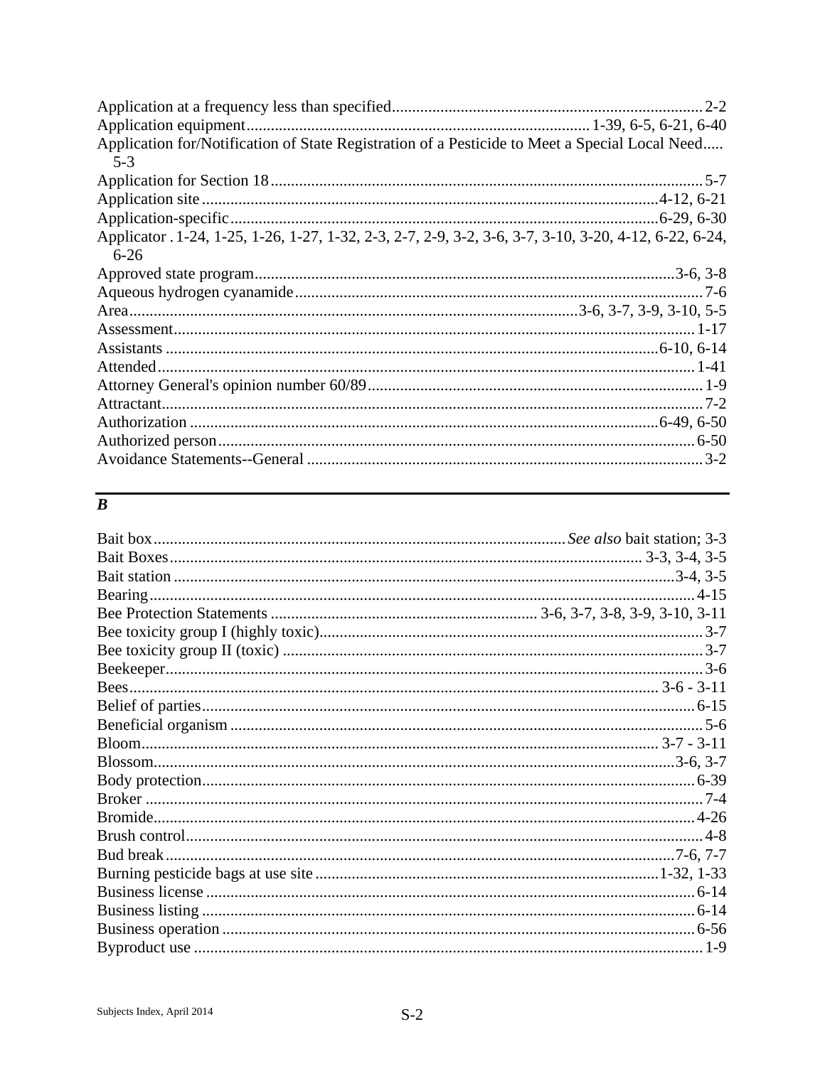Application at a frequency less than specified ........ 2-2
Application equipment ........ 1-39, 6-5, 6-21, 6-40
Application for/Notification of State Registration of a Pesticide to Meet a Special Local Need ..... 5-3
Application for Section 18 ........ 5-7
Application site ........ 4-12, 6-21
Application-specific ........ 6-29, 6-30
Applicator . 1-24, 1-25, 1-26, 1-27, 1-32, 2-3, 2-7, 2-9, 3-2, 3-6, 3-7, 3-10, 3-20, 4-12, 6-22, 6-24, 6-26
Approved state program ........ 3-6, 3-8
Aqueous hydrogen cyanamide ........ 7-6
Area ........ 3-6, 3-7, 3-9, 3-10, 5-5
Assessment ........ 1-17
Assistants ........ 6-10, 6-14
Attended ........ 1-41
Attorney General's opinion number 60/89 ........ 1-9
Attractant ........ 7-2
Authorization ........ 6-49, 6-50
Authorized person ........ 6-50
Avoidance Statements--General ........ 3-2

## *B*

Bait box ........ *See also* bait station; 3-3
Bait Boxes ........ 3-3, 3-4, 3-5
Bait station ........ 3-4, 3-5
Bearing ........ 4-15
Bee Protection Statements ........ 3-6, 3-7, 3-8, 3-9, 3-10, 3-11
Bee toxicity group I (highly toxic) ........ 3-7
Bee toxicity group II (toxic) ........ 3-7
Beekeeper ........ 3-6
Bees ........ 3-6 - 3-11
Belief of parties ........ 6-15
Beneficial organism ........ 5-6
Bloom ........ 3-7 - 3-11
Blossom ........ 3-6, 3-7
Body protection ........ 6-39
Broker ........ 7-4
Bromide ........ 4-26
Brush control ........ 4-8
Bud break ........ 7-6, 7-7
Burning pesticide bags at use site ........ 1-32, 1-33
Business license ........ 6-14
Business listing ........ 6-14
Business operation ........ 6-56
Byproduct use ........ 1-9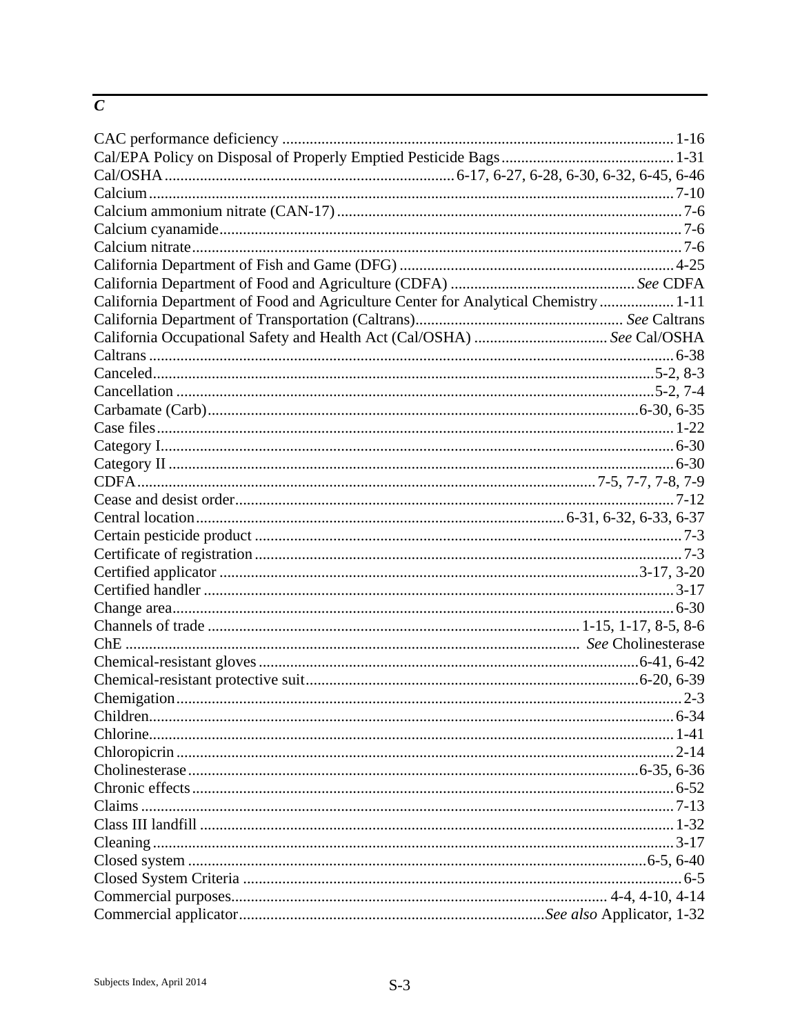## *C*

CAC performance deficiency ........ 1-16
Cal/EPA Policy on Disposal of Properly Emptied Pesticide Bags ........ 1-31
Cal/OSHA ........ 6-17, 6-27, 6-28, 6-30, 6-32, 6-45, 6-46
Calcium ........ 7-10
Calcium ammonium nitrate (CAN-17) ........ 7-6
Calcium cyanamide ........ 7-6
Calcium nitrate ........ 7-6
California Department of Fish and Game (DFG) ........ 4-25
California Department of Food and Agriculture (CDFA) ........ *See* CDFA
California Department of Food and Agriculture Center for Analytical Chemistry ........ 1-11
California Department of Transportation (Caltrans) ........ *See* Caltrans
California Occupational Safety and Health Act (Cal/OSHA) ........ *See* Cal/OSHA
Caltrans ........ 6-38
Canceled ........ 5-2, 8-3
Cancellation ........ 5-2, 7-4
Carbamate (Carb) ........ 6-30, 6-35
Case files ........ 1-22
Category I ........ 6-30
Category II ........ 6-30
CDFA ........ 7-5, 7-7, 7-8, 7-9
Cease and desist order ........ 7-12
Central location ........ 6-31, 6-32, 6-33, 6-37
Certain pesticide product ........ 7-3
Certificate of registration ........ 7-3
Certified applicator ........ 3-17, 3-20
Certified handler ........ 3-17
Change area ........ 6-30
Channels of trade ........ 1-15, 1-17, 8-5, 8-6
ChE ........ *See* Cholinesterase
Chemical-resistant gloves ........ 6-41, 6-42
Chemical-resistant protective suit ........ 6-20, 6-39
Chemigation ........ 2-3
Children ........ 6-34
Chlorine ........ 1-41
Chloropicrin ........ 2-14
Cholinesterase ........ 6-35, 6-36
Chronic effects ........ 6-52
Claims ........ 7-13
Class III landfill ........ 1-32
Cleaning ........ 3-17
Closed system ........ 6-5, 6-40
Closed System Criteria ........ 6-5
Commercial purposes ........ 4-4, 4-10, 4-14
Commercial applicator ........ *See also* Applicator, 1-32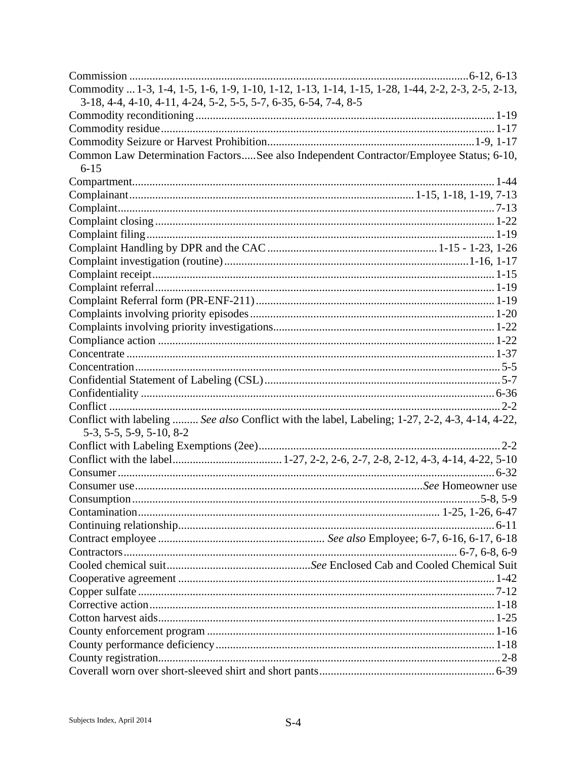Commission .................................................................................................................6-12, 6-13
Commodity ... 1-3, 1-4, 1-5, 1-6, 1-9, 1-10, 1-12, 1-13, 1-14, 1-15, 1-28, 1-44, 2-2, 2-3, 2-5, 2-13, 3-18, 4-4, 4-10, 4-11, 4-24, 5-2, 5-5, 5-7, 6-35, 6-54, 7-4, 8-5
Commodity reconditioning ....................................................................................................1-19
Commodity residue ..............................................................................................................1-17
Commodity Seizure or Harvest Prohibition.........................................................................1-9, 1-17
Common Law Determination Factors.....See also Independent Contractor/Employee Status; 6-10, 6-15
Compartment.........................................................................................................................1-44
Complainant.................................................................................................1-15, 1-18, 1-19, 7-13
Complaint..............................................................................................................................7-13
Complaint closing ..................................................................................................................1-22
Complaint filing .....................................................................................................................1-19
Complaint Handling by DPR and the CAC ..............................................................1-15 - 1-23, 1-26
Complaint investigation (routine) ...................................................................................1-16, 1-17
Complaint receipt ...................................................................................................................1-15
Complaint referral...................................................................................................................1-19
Complaint Referral form (PR-ENF-211)................................................................................1-19
Complaints involving priority episodes ..................................................................................1-20
Complaints involving priority investigations..........................................................................1-22
Compliance action .................................................................................................................1-22
Concentrate ............................................................................................................................1-37
Concentration............................................................................................................................5-5
Confidential Statement of Labeling (CSL)...............................................................................5-7
Confidentiality ........................................................................................................................6-36
Conflict ....................................................................................................................................2-2
Conflict with labeling ......... *See also* Conflict with the label, Labeling; 1-27, 2-2, 4-3, 4-14, 4-22, 5-3, 5-5, 5-9, 5-10, 8-2
Conflict with Labeling Exemptions (2ee).................................................................................2-2
Conflict with the label...................................... 1-27, 2-2, 2-6, 2-7, 2-8, 2-12, 4-3, 4-14, 4-22, 5-10
Consumer ................................................................................................................................6-32
Consumer use..................................................................................................*See* Homeowner use
Consumption.......................................................................................................................5-8, 5-9
Contamination.................................................................................................... 1-25, 1-26, 6-47
Continuing relationship...........................................................................................................6-11
Contract employee ........................................................ *See also* Employee; 6-7, 6-16, 6-17, 6-18
Contractors ............................................................................................................ 6-7, 6-8, 6-9
Cooled chemical suit.................................................*See* Enclosed Cab and Cooled Chemical Suit
Cooperative agreement ...........................................................................................................1-42
Copper sulfate .........................................................................................................................7-12
Corrective action.....................................................................................................................1-18
Cotton harvest aids..................................................................................................................1-25
County enforcement program .................................................................................................1-16
County performance deficiency ..............................................................................................1-18
County registration....................................................................................................................2-8
Coverall worn over short-sleeved shirt and short pants..........................................................6-39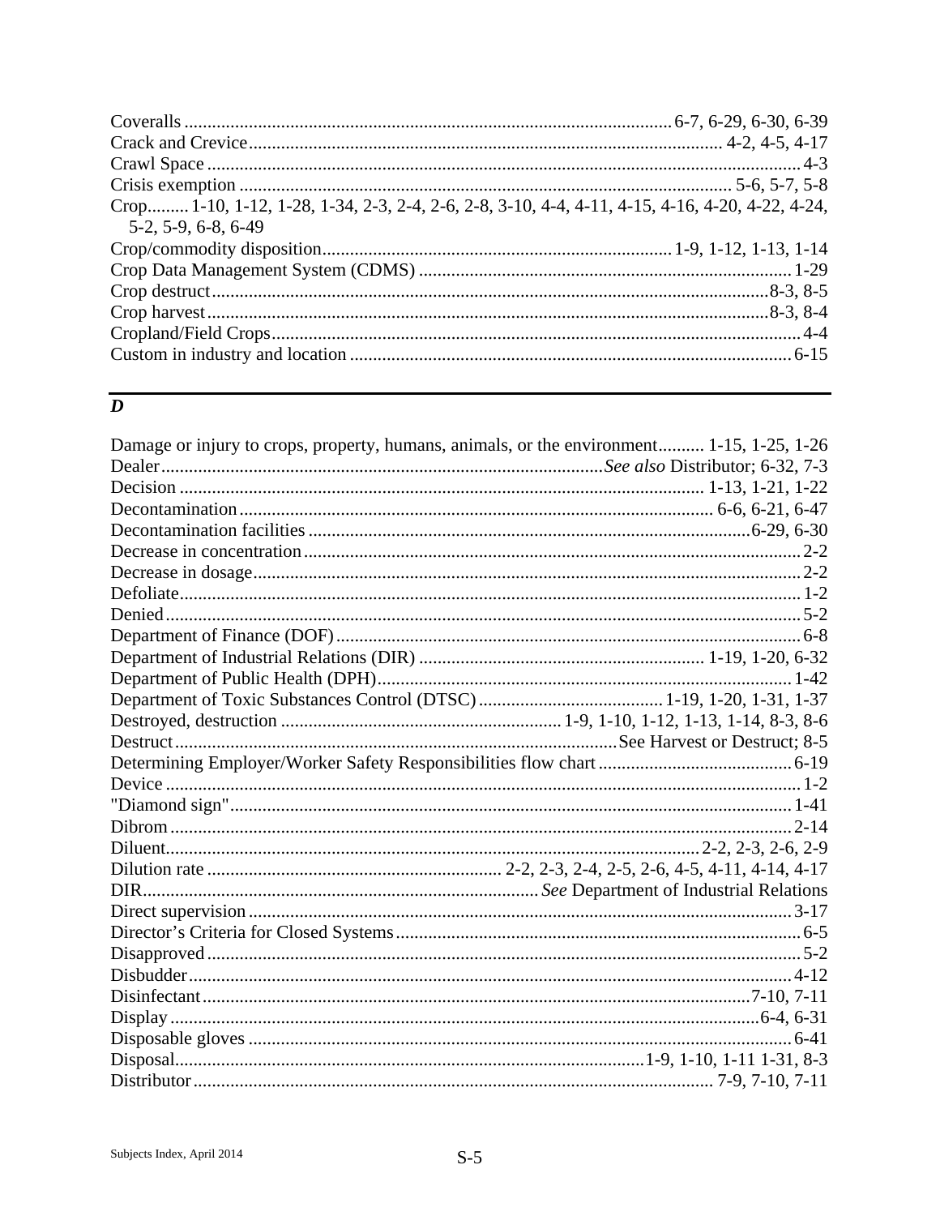Coveralls....................................................................................................6-7, 6-29, 6-30, 6-39
Crack and Crevice.................................................................................................. 4-2, 4-5, 4-17
Crawl Space..............................................................................................................................4-3
Crisis exemption .......................................................................................................... 5-6, 5-7, 5-8
Crop.........1-10, 1-12, 1-28, 1-34, 2-3, 2-4, 2-6, 2-8, 3-10, 4-4, 4-11, 4-15, 4-16, 4-20, 4-22, 4-24, 5-2, 5-9, 6-8, 6-49
Crop/commodity disposition.........................................................................1-9, 1-12, 1-13, 1-14
Crop Data Management System (CDMS) ..............................................................................1-29
Crop destruct....................................................................................................................8-3, 8-5
Crop harvest.....................................................................................................................8-3, 8-4
Cropland/Field Crops................................................................................................................4-4
Custom in industry and location ..............................................................................................6-15

## *D*

Damage or injury to crops, property, humans, animals, or the environment.......... 1-15, 1-25, 1-26
Dealer.............................................................................................*See also* Distributor; 6-32, 7-3
Decision ........................................................................................................... 1-13, 1-21, 1-22
Decontamination ..................................................................................................... 6-6, 6-21, 6-47
Decontamination facilities ...........................................................................................6-29, 6-30
Decrease in concentration.........................................................................................................2-2
Decrease in dosage....................................................................................................................2-2
Defoliate....................................................................................................................................1-2
Denied.......................................................................................................................................5-2
Department of Finance (DOF)..................................................................................................6-8
Department of Industrial Relations (DIR) ............................................................ 1-19, 1-20, 6-32
Department of Public Health (DPH)........................................................................................1-42
Department of Toxic Substances Control (DTSC)...................................... 1-19, 1-20, 1-31, 1-37
Destroyed, destruction ............................................................ 1-9, 1-10, 1-12, 1-13, 1-14, 8-3, 8-6
Destruct...............................................................................................See Harvest or Destruct; 8-5
Determining Employer/Worker Safety Responsibilities flow chart .........................................6-19
Device ......................................................................................................................................1-2
"Diamond sign".......................................................................................................................1-41
Dibrom ....................................................................................................................................2-14
Diluent...................................................................................................................2-2, 2-3, 2-6, 2-9
Dilution rate .............................................................. 2-2, 2-3, 2-4, 2-5, 2-6, 4-5, 4-11, 4-14, 4-17
DIR.................................................................................... *See* Department of Industrial Relations
Direct supervision ...................................................................................................................3-17
Director's Criteria for Closed Systems......................................................................................6-5
Disapproved..............................................................................................................................5-2
Disbudder................................................................................................................................4-12
Disinfectant.......................................................................................................................7-10, 7-11
Display ...........................................................................................................................6-4, 6-31
Disposable gloves ....................................................................................................................6-41
Disposal...................................................................................................1-9, 1-10, 1-11 1-31, 8-3
Distributor ............................................................................................................... 7-9, 7-10, 7-11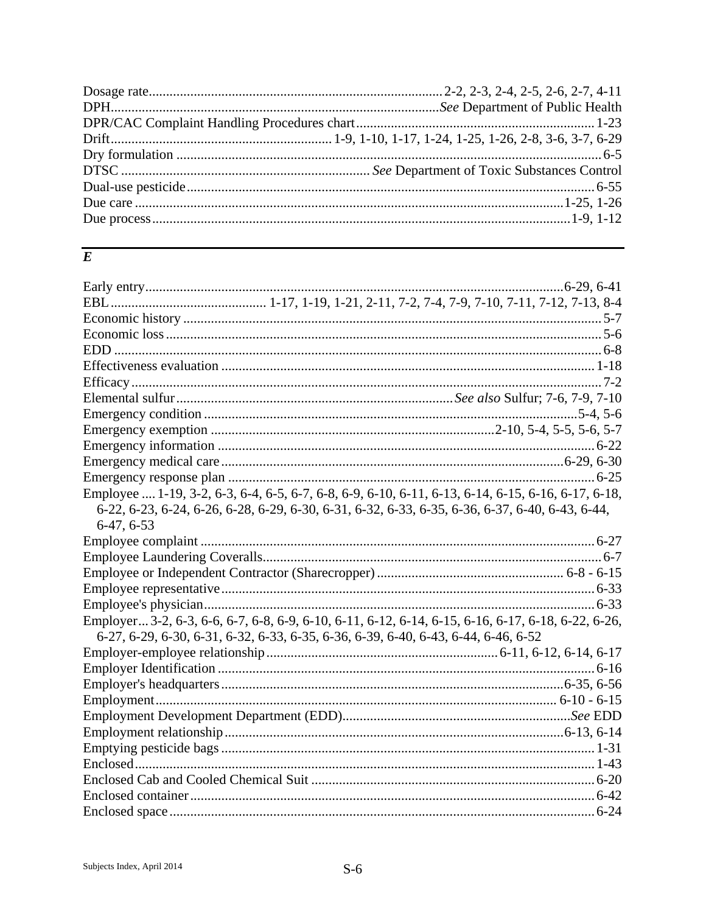Dosage rate ... 2-2, 2-3, 2-4, 2-5, 2-6, 2-7, 4-11
DPH ... *See* Department of Public Health
DPR/CAC Complaint Handling Procedures chart ... 1-23
Drift ... 1-9, 1-10, 1-17, 1-24, 1-25, 1-26, 2-8, 3-6, 3-7, 6-29
Dry formulation ... 6-5
DTSC ... *See* Department of Toxic Substances Control
Dual-use pesticide ... 6-55
Due care ... 1-25, 1-26
Due process ... 1-9, 1-12

## *E*

Early entry ... 6-29, 6-41
EBL ... 1-17, 1-19, 1-21, 2-11, 7-2, 7-4, 7-9, 7-10, 7-11, 7-12, 7-13, 8-4
Economic history ... 5-7
Economic loss ... 5-6
EDD ... 6-8
Effectiveness evaluation ... 1-18
Efficacy ... 7-2
Elemental sulfur ... *See also* Sulfur; 7-6, 7-9, 7-10
Emergency condition ... 5-4, 5-6
Emergency exemption ... 2-10, 5-4, 5-5, 5-6, 5-7
Emergency information ... 6-22
Emergency medical care ... 6-29, 6-30
Emergency response plan ... 6-25
Employee .... 1-19, 3-2, 6-3, 6-4, 6-5, 6-7, 6-8, 6-9, 6-10, 6-11, 6-13, 6-14, 6-15, 6-16, 6-17, 6-18, 6-22, 6-23, 6-24, 6-26, 6-28, 6-29, 6-30, 6-31, 6-32, 6-33, 6-35, 6-36, 6-37, 6-40, 6-43, 6-44, 6-47, 6-53
Employee complaint ... 6-27
Employee Laundering Coveralls ... 6-7
Employee or Independent Contractor (Sharecropper) ... 6-8 - 6-15
Employee representative ... 6-33
Employee's physician ... 6-33
Employer... 3-2, 6-3, 6-6, 6-7, 6-8, 6-9, 6-10, 6-11, 6-12, 6-14, 6-15, 6-16, 6-17, 6-18, 6-22, 6-26, 6-27, 6-29, 6-30, 6-31, 6-32, 6-33, 6-35, 6-36, 6-39, 6-40, 6-43, 6-44, 6-46, 6-52
Employer-employee relationship ... 6-11, 6-12, 6-14, 6-17
Employer Identification ... 6-16
Employer's headquarters ... 6-35, 6-56
Employment ... 6-10 - 6-15
Employment Development Department (EDD) ... *See* EDD
Employment relationship ... 6-13, 6-14
Emptying pesticide bags ... 1-31
Enclosed ... 1-43
Enclosed Cab and Cooled Chemical Suit ... 6-20
Enclosed container ... 6-42
Enclosed space ... 6-24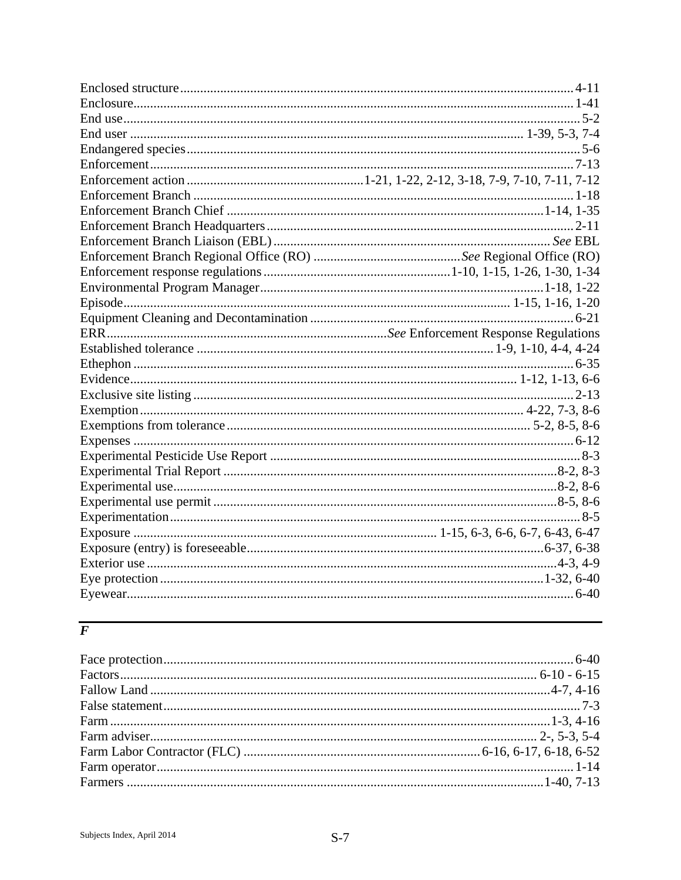Enclosed structure....4-11
Enclosure....1-41
End use....5-2
End user....1-39, 5-3, 7-4
Endangered species....5-6
Enforcement....7-13
Enforcement action....1-21, 1-22, 2-12, 3-18, 7-9, 7-10, 7-11, 7-12
Enforcement Branch....1-18
Enforcement Branch Chief....1-14, 1-35
Enforcement Branch Headquarters....2-11
Enforcement Branch Liaison (EBL)....*See* EBL
Enforcement Branch Regional Office (RO)....*See* Regional Office (RO)
Enforcement response regulations....1-10, 1-15, 1-26, 1-30, 1-34
Environmental Program Manager....1-18, 1-22
Episode....1-15, 1-16, 1-20
Equipment Cleaning and Decontamination....6-21
ERR....*See* Enforcement Response Regulations
Established tolerance....1-9, 1-10, 4-4, 4-24
Ethephon....6-35
Evidence....1-12, 1-13, 6-6
Exclusive site listing....2-13
Exemption....4-22, 7-3, 8-6
Exemptions from tolerance....5-2, 8-5, 8-6
Expenses....6-12
Experimental Pesticide Use Report....8-3
Experimental Trial Report....8-2, 8-3
Experimental use....8-2, 8-6
Experimental use permit....8-5, 8-6
Experimentation....8-5
Exposure....1-15, 6-3, 6-6, 6-7, 6-43, 6-47
Exposure (entry) is foreseeable....6-37, 6-38
Exterior use....4-3, 4-9
Eye protection....1-32, 6-40
Eyewear....6-40

## *F*

Face protection....6-40
Factors....6-10 - 6-15
Fallow Land....4-7, 4-16
False statement....7-3
Farm....1-3, 4-16
Farm adviser....2-, 5-3, 5-4
Farm Labor Contractor (FLC)....6-16, 6-17, 6-18, 6-52
Farm operator....1-14
Farmers....1-40, 7-13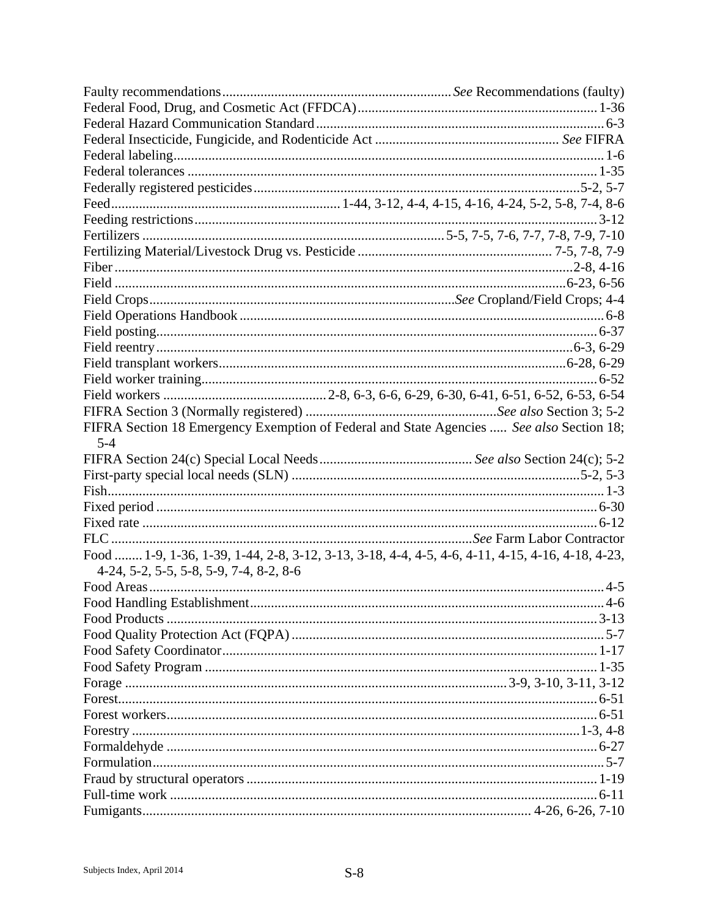Faulty recommendations ........ *See* Recommendations (faulty)
Federal Food, Drug, and Cosmetic Act (FFDCA) ........ 1-36
Federal Hazard Communication Standard ........ 6-3
Federal Insecticide, Fungicide, and Rodenticide Act ........ *See* FIFRA
Federal labeling ........ 1-6
Federal tolerances ........ 1-35
Federally registered pesticides ........ 5-2, 5-7
Feed ........ 1-44, 3-12, 4-4, 4-15, 4-16, 4-24, 5-2, 5-8, 7-4, 8-6
Feeding restrictions ........ 3-12
Fertilizers ........ 5-5, 7-5, 7-6, 7-7, 7-8, 7-9, 7-10
Fertilizing Material/Livestock Drug vs. Pesticide ........ 7-5, 7-8, 7-9
Fiber ........ 2-8, 4-16
Field ........ 6-23, 6-56
Field Crops ........ *See* Cropland/Field Crops; 4-4
Field Operations Handbook ........ 6-8
Field posting ........ 6-37
Field reentry ........ 6-3, 6-29
Field transplant workers ........ 6-28, 6-29
Field worker training ........ 6-52
Field workers ........ 2-8, 6-3, 6-6, 6-29, 6-30, 6-41, 6-51, 6-52, 6-53, 6-54
FIFRA Section 3 (Normally registered) ........ *See also* Section 3; 5-2
FIFRA Section 18 Emergency Exemption of Federal and State Agencies ..... *See also* Section 18; 5-4
FIFRA Section 24(c) Special Local Needs ........ *See also* Section 24(c); 5-2
First-party special local needs (SLN) ........ 5-2, 5-3
Fish ........ 1-3
Fixed period ........ 6-30
Fixed rate ........ 6-12
FLC ........ *See* Farm Labor Contractor
Food ........ 1-9, 1-36, 1-39, 1-44, 2-8, 3-12, 3-13, 3-18, 4-4, 4-5, 4-6, 4-11, 4-15, 4-16, 4-18, 4-23, 4-24, 5-2, 5-5, 5-8, 5-9, 7-4, 8-2, 8-6
Food Areas ........ 4-5
Food Handling Establishment ........ 4-6
Food Products ........ 3-13
Food Quality Protection Act (FQPA) ........ 5-7
Food Safety Coordinator ........ 1-17
Food Safety Program ........ 1-35
Forage ........ 3-9, 3-10, 3-11, 3-12
Forest ........ 6-51
Forest workers ........ 6-51
Forestry ........ 1-3, 4-8
Formaldehyde ........ 6-27
Formulation ........ 5-7
Fraud by structural operators ........ 1-19
Full-time work ........ 6-11
Fumigants ........ 4-26, 6-26, 7-10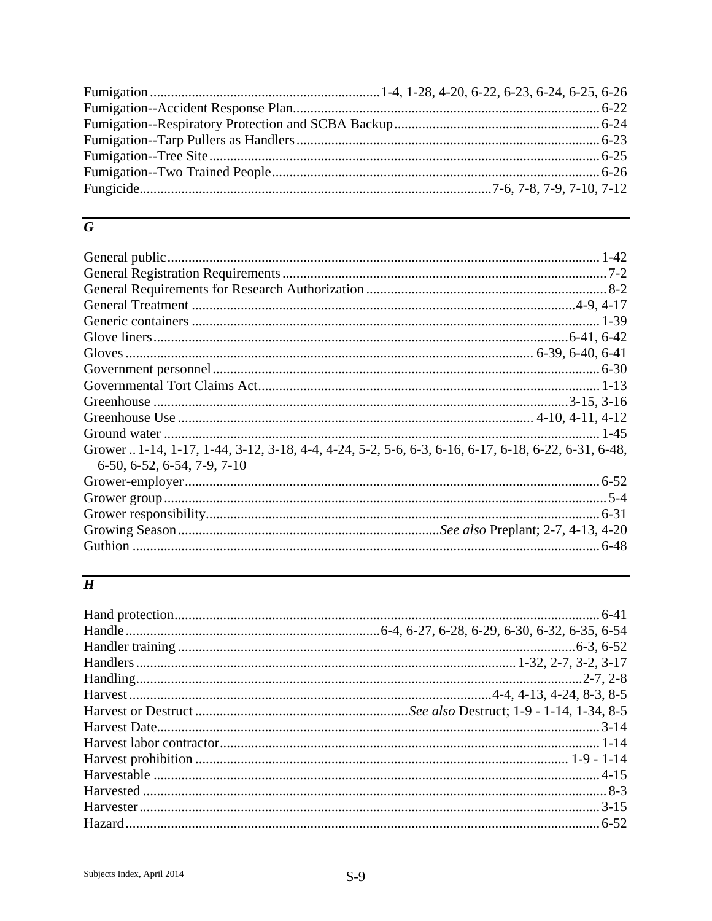Fumigation 1-4, 1-28, 4-20, 6-22, 6-23, 6-24, 6-25, 6-26
Fumigation--Accident Response Plan 6-22
Fumigation--Respiratory Protection and SCBA Backup 6-24
Fumigation--Tarp Pullers as Handlers 6-23
Fumigation--Tree Site 6-25
Fumigation--Two Trained People 6-26
Fungicide 7-6, 7-8, 7-9, 7-10, 7-12

## *G*

General public 1-42
General Registration Requirements 7-2
General Requirements for Research Authorization 8-2
General Treatment 4-9, 4-17
Generic containers 1-39
Glove liners 6-41, 6-42
Gloves 6-39, 6-40, 6-41
Government personnel 6-30
Governmental Tort Claims Act 1-13
Greenhouse 3-15, 3-16
Greenhouse Use 4-10, 4-11, 4-12
Ground water 1-45
Grower 1-14, 1-17, 1-44, 3-12, 3-18, 4-4, 4-24, 5-2, 5-6, 6-3, 6-16, 6-17, 6-18, 6-22, 6-31, 6-48, 6-50, 6-52, 6-54, 7-9, 7-10
Grower-employer 6-52
Grower group 5-4
Grower responsibility 6-31
Growing Season *See also* Preplant; 2-7, 4-13, 4-20
Guthion 6-48

## *H*

Hand protection 6-41
Handle 6-4, 6-27, 6-28, 6-29, 6-30, 6-32, 6-35, 6-54
Handler training 6-3, 6-52
Handlers 1-32, 2-7, 3-2, 3-17
Handling 2-7, 2-8
Harvest 4-4, 4-13, 4-24, 8-3, 8-5
Harvest or Destruct *See also* Destruct; 1-9 - 1-14, 1-34, 8-5
Harvest Date 3-14
Harvest labor contractor 1-14
Harvest prohibition 1-9 - 1-14
Harvestable 4-15
Harvested 8-3
Harvester 3-15
Hazard 6-52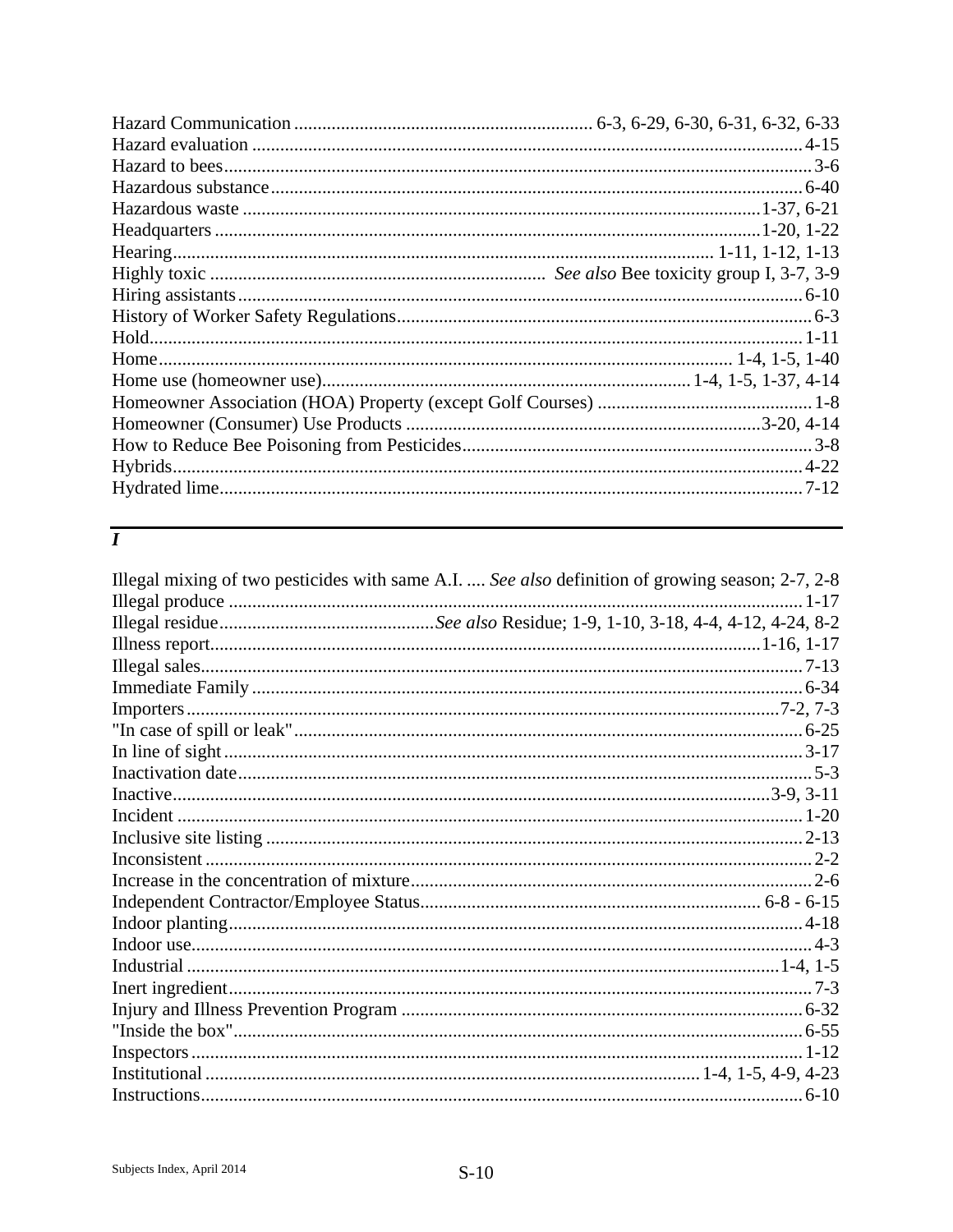Hazard Communication ............................................................... 6-3, 6-29, 6-30, 6-31, 6-32, 6-33
Hazard evaluation ...................................................................................................................... 4-15
Hazard to bees............................................................................................................................ 3-6
Hazardous substance.................................................................................................................. 6-40
Hazardous waste .............................................................................................................1-37, 6-21
Headquarters ...............................................................................................................1-20, 1-22
Hearing................................................................................................................. 1-11, 1-12, 1-13
Highly toxic ....................................................................... *See also* Bee toxicity group I, 3-7, 3-9
Hiring assistants......................................................................................................................... 6-10
History of Worker Safety Regulations........................................................................................ 6-3
Hold........................................................................................................................................... 1-11
Home......................................................................................................................... 1-4, 1-5, 1-40
Home use (homeowner use)............................................................................. 1-4, 1-5, 1-37, 4-14
Homeowner Association (HOA) Property (except Golf Courses) ............................................. 1-8
Homeowner (Consumer) Use Products ..........................................................................3-20, 4-14
How to Reduce Bee Poisoning from Pesticides........................................................................... 3-8
Hybrids...................................................................................................................................... 4-22
Hydrated lime............................................................................................................................ 7-12

## *I*

Illegal mixing of two pesticides with same A.I. .... *See also* definition of growing season; 2-7, 2-8
Illegal produce .......................................................................................................................... 1-17
Illegal residue.............................................*See also* Residue; 1-9, 1-10, 3-18, 4-4, 4-12, 4-24, 8-2
Illness report..............................................................................................................1-16, 1-17
Illegal sales................................................................................................................................ 7-13
Immediate Family ..................................................................................................................... 6-34
Importers...............................................................................................................................7-2, 7-3
"In case of spill or leak"............................................................................................................ 6-25
In line of sight ........................................................................................................................... 3-17
Inactivation date.......................................................................................................................... 5-3
Inactive...............................................................................................................................3-9, 3-11
Incident ..................................................................................................................................... 1-20
Inclusive site listing .................................................................................................................. 2-13
Inconsistent ................................................................................................................................. 2-2
Increase in the concentration of mixture...................................................................................... 2-6
Independent Contractor/Employee Status....................................................................... 6-8 - 6-15
Indoor planting.......................................................................................................................... 4-18
Indoor use.................................................................................................................................... 4-3
Industrial ...............................................................................................................................1-4, 1-5
Inert ingredient............................................................................................................................ 7-3
Injury and Illness Prevention Program ..................................................................................... 6-32
"Inside the box"......................................................................................................................... 6-55
Inspectors.................................................................................................................................. 1-12
Institutional ........................................................................................................... 1-4, 1-5, 4-9, 4-23
Instructions................................................................................................................................ 6-10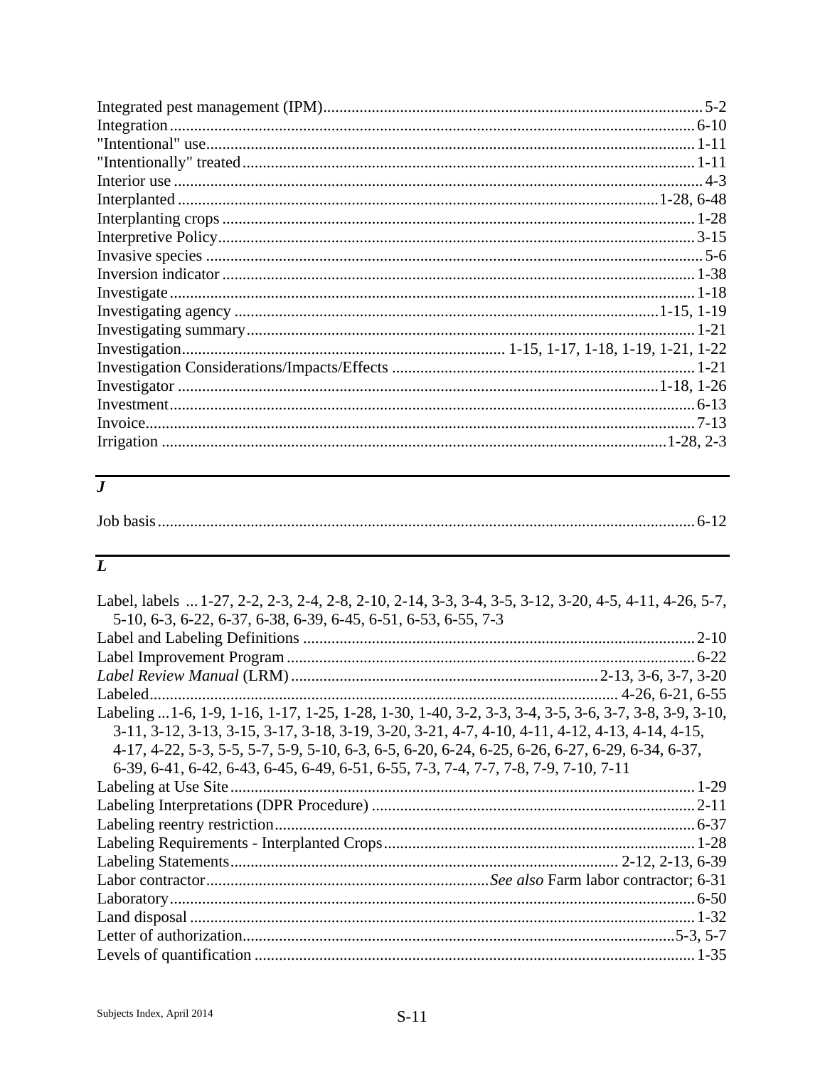Integrated pest management (IPM) ... 5-2
Integration ... 6-10
"Intentional" use ... 1-11
"Intentionally" treated ... 1-11
Interior use ... 4-3
Interplanted ... 1-28, 6-48
Interplanting crops ... 1-28
Interpretive Policy ... 3-15
Invasive species ... 5-6
Inversion indicator ... 1-38
Investigate ... 1-18
Investigating agency ... 1-15, 1-19
Investigating summary ... 1-21
Investigation ... 1-15, 1-17, 1-18, 1-19, 1-21, 1-22
Investigation Considerations/Impacts/Effects ... 1-21
Investigator ... 1-18, 1-26
Investment ... 6-13
Invoice ... 7-13
Irrigation ... 1-28, 2-3

## *J*

Job basis ... 6-12

## *L*

Label, labels ... 1-27, 2-2, 2-3, 2-4, 2-8, 2-10, 2-14, 3-3, 3-4, 3-5, 3-12, 3-20, 4-5, 4-11, 4-26, 5-7, 5-10, 6-3, 6-22, 6-37, 6-38, 6-39, 6-45, 6-51, 6-53, 6-55, 7-3
Label and Labeling Definitions ... 2-10
Label Improvement Program ... 6-22
*Label Review Manual* (LRM) ... 2-13, 3-6, 3-7, 3-20
Labeled ... 4-26, 6-21, 6-55
Labeling ... 1-6, 1-9, 1-16, 1-17, 1-25, 1-28, 1-30, 1-40, 3-2, 3-3, 3-4, 3-5, 3-6, 3-7, 3-8, 3-9, 3-10, 3-11, 3-12, 3-13, 3-15, 3-17, 3-18, 3-19, 3-20, 3-21, 4-7, 4-10, 4-11, 4-12, 4-13, 4-14, 4-15, 4-17, 4-22, 5-3, 5-5, 5-7, 5-9, 5-10, 6-3, 6-5, 6-20, 6-24, 6-25, 6-26, 6-27, 6-29, 6-34, 6-37, 6-39, 6-41, 6-42, 6-43, 6-45, 6-49, 6-51, 6-55, 7-3, 7-4, 7-7, 7-8, 7-9, 7-10, 7-11
Labeling at Use Site ... 1-29
Labeling Interpretations (DPR Procedure) ... 2-11
Labeling reentry restriction ... 6-37
Labeling Requirements - Interplanted Crops ... 1-28
Labeling Statements ... 2-12, 2-13, 6-39
Labor contractor ... *See also* Farm labor contractor; 6-31
Laboratory ... 6-50
Land disposal ... 1-32
Letter of authorization ... 5-3, 5-7
Levels of quantification ... 1-35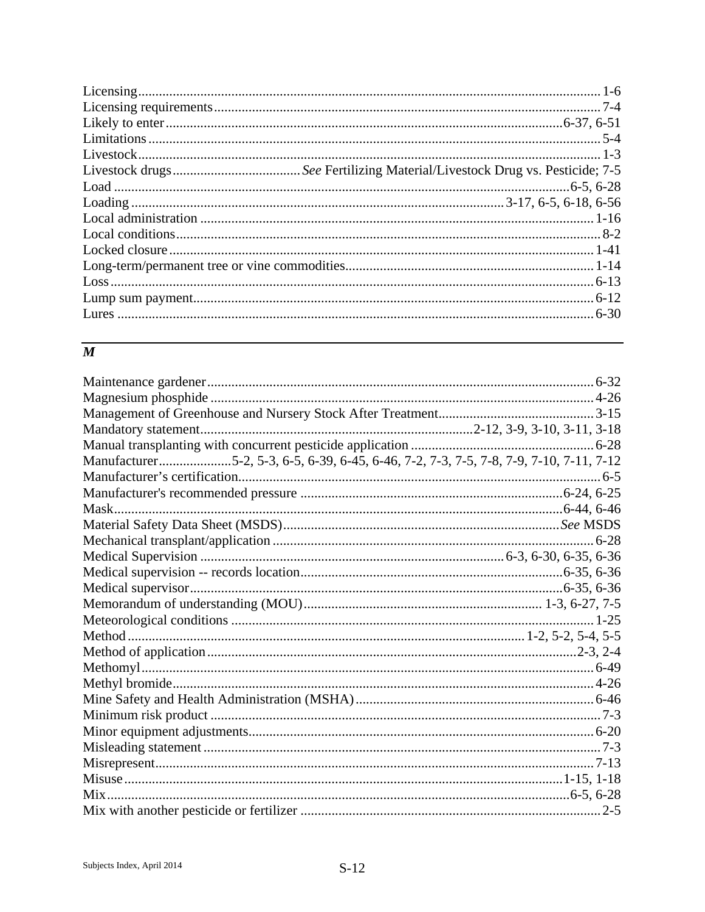Licensing ........ 1-6
Licensing requirements ........ 7-4
Likely to enter ........ 6-37, 6-51
Limitations ........ 5-4
Livestock ........ 1-3
Livestock drugs ........ *See* Fertilizing Material/Livestock Drug vs. Pesticide; 7-5
Load ........ 6-5, 6-28
Loading ........ 3-17, 6-5, 6-18, 6-56
Local administration ........ 1-16
Local conditions ........ 8-2
Locked closure ........ 1-41
Long-term/permanent tree or vine commodities ........ 1-14
Loss ........ 6-13
Lump sum payment ........ 6-12
Lures ........ 6-30

## *M*

Maintenance gardener ........ 6-32
Magnesium phosphide ........ 4-26
Management of Greenhouse and Nursery Stock After Treatment ........ 3-15
Mandatory statement ........ 2-12, 3-9, 3-10, 3-11, 3-18
Manual transplanting with concurrent pesticide application ........ 6-28
Manufacturer ........ 5-2, 5-3, 6-5, 6-39, 6-45, 6-46, 7-2, 7-3, 7-5, 7-8, 7-9, 7-10, 7-11, 7-12
Manufacturer's certification ........ 6-5
Manufacturer's recommended pressure ........ 6-24, 6-25
Mask ........ 6-44, 6-46
Material Safety Data Sheet (MSDS) ........ *See* MSDS
Mechanical transplant/application ........ 6-28
Medical Supervision ........ 6-3, 6-30, 6-35, 6-36
Medical supervision -- records location ........ 6-35, 6-36
Medical supervisor ........ 6-35, 6-36
Memorandum of understanding (MOU) ........ 1-3, 6-27, 7-5
Meteorological conditions ........ 1-25
Method ........ 1-2, 5-2, 5-4, 5-5
Method of application ........ 2-3, 2-4
Methomyl ........ 6-49
Methyl bromide ........ 4-26
Mine Safety and Health Administration (MSHA) ........ 6-46
Minimum risk product ........ 7-3
Minor equipment adjustments ........ 6-20
Misleading statement ........ 7-3
Misrepresent ........ 7-13
Misuse ........ 1-15, 1-18
Mix ........ 6-5, 6-28
Mix with another pesticide or fertilizer ........ 2-5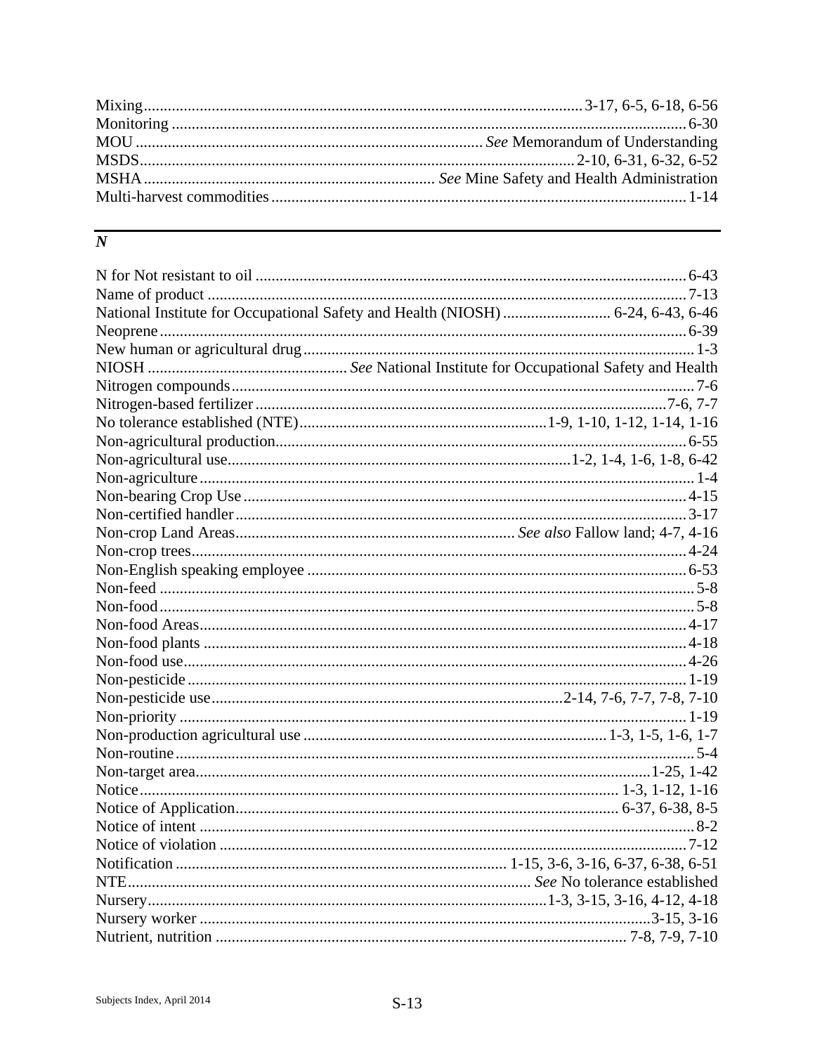Mixing ........................................................................................................ 3-17, 6-5, 6-18, 6-56
Monitoring ........................................................................................................................... 6-30
MOU ........................................................................................ *See* Memorandum of Understanding
MSDS ........................................................................................................ 2-10, 6-31, 6-32, 6-52
MSHA ......................................................................... *See* Mine Safety and Health Administration
Multi-harvest commodities ....................................................................................................... 1-14

## *N*

N for Not resistant to oil ......................................................................................................... 6-43
Name of product ..................................................................................................................... 7-13
National Institute for Occupational Safety and Health (NIOSH) ........................... 6-24, 6-43, 6-46
Neoprene ................................................................................................................................ 6-39
New human or agricultural drug ............................................................................................... 1-3
NIOSH ................................................ *See* National Institute for Occupational Safety and Health
Nitrogen compounds ................................................................................................................. 7-6
Nitrogen-based fertilizer ...................................................................................................7-6, 7-7
No tolerance established (NTE) ............................................................1-9, 1-10, 1-12, 1-14, 1-16
Non-agricultural production ..................................................................................................... 6-55
Non-agricultural use ...................................................................................1-2, 1-4, 1-6, 1-8, 6-42
Non-agriculture ......................................................................................................................... 1-4
Non-bearing Crop Use ............................................................................................................. 4-15
Non-certified handler ............................................................................................................... 3-17
Non-crop Land Areas ................................................................... *See also* Fallow land; 4-7, 4-16
Non-crop trees ......................................................................................................................... 4-24
Non-English speaking employee ............................................................................................. 6-53
Non-feed ................................................................................................................................... 5-8
Non-food ................................................................................................................................... 5-8
Non-food Areas ........................................................................................................................ 4-17
Non-food plants ....................................................................................................................... 4-18
Non-food use ........................................................................................................................... 4-26
Non-pesticide ........................................................................................................................... 1-19
Non-pesticide use ....................................................................................2-14, 7-6, 7-7, 7-8, 7-10
Non-priority ............................................................................................................................. 1-19
Non-production agricultural use ........................................................................... 1-3, 1-5, 1-6, 1-7
Non-routine ............................................................................................................................... 5-4
Non-target area ................................................................................................................1-25, 1-42
Notice ..................................................................................................................... 1-3, 1-12, 1-16
Notice of Application .............................................................................................. 6-37, 6-38, 8-5
Notice of intent .......................................................................................................................... 8-2
Notice of violation .................................................................................................................... 7-12
Notification ................................................................................ 1-15, 3-6, 3-16, 6-37, 6-38, 6-51
NTE .................................................................................................... *See* No tolerance established
Nursery ..................................................................................................1-3, 3-15, 3-16, 4-12, 4-18
Nursery worker ..............................................................................................................3-15, 3-16
Nutrient, nutrition ..................................................................................................... 7-8, 7-9, 7-10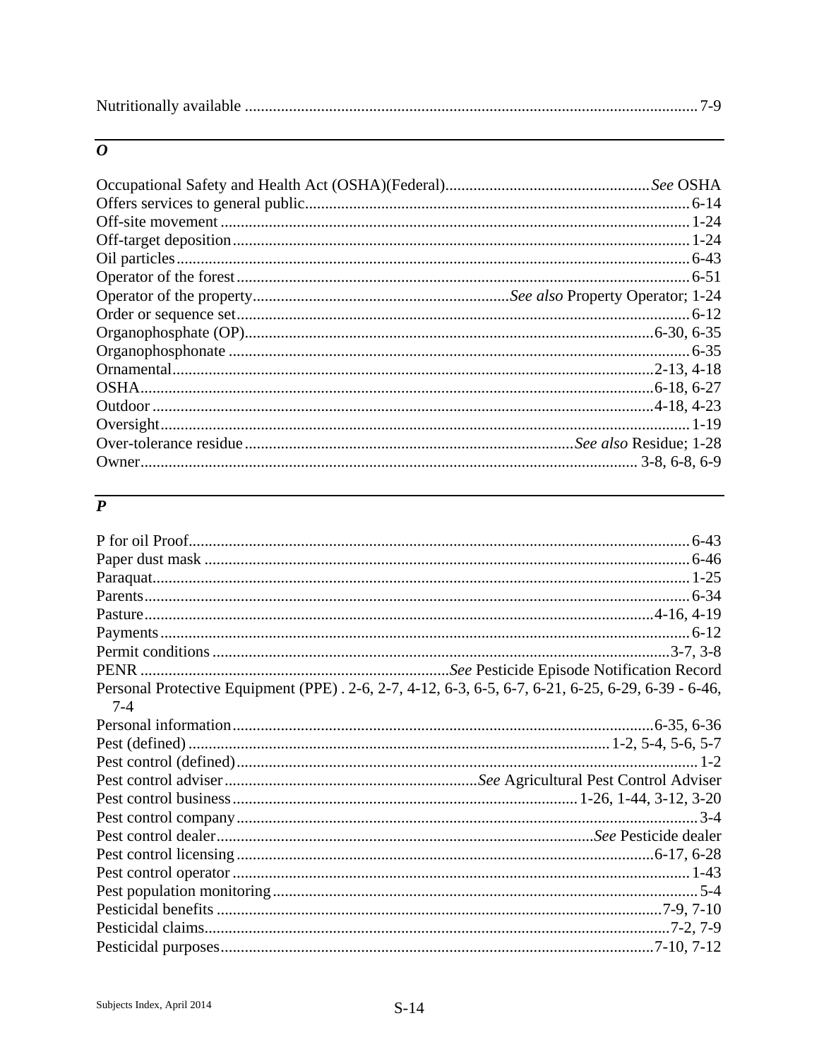Nutritionally available ............................................................................................................... 7-9

## *O*

Occupational Safety and Health Act (OSHA)(Federal).................................................. *See* OSHA
Offers services to general public.............................................................................................. 6-14
Off-site movement ..................................................................................................................... 1-24
Off-target deposition .................................................................................................................. 1-24
Oil particles ................................................................................................................................ 6-43
Operator of the forest ................................................................................................................ 6-51
Operator of the property............................................................. *See also* Property Operator; 1-24
Order or sequence set ................................................................................................................ 6-12
Organophosphate (OP)........................................................................................................6-30, 6-35
Organophosphonate .................................................................................................................. 6-35
Ornamental.......................................................................................................................2-13, 4-18
OSHA.................................................................................................................................6-18, 6-27
Outdoor ..............................................................................................................................4-18, 4-23
Oversight.................................................................................................................................... 1-19
Over-tolerance residue ................................................................................ *See also* Residue; 1-28
Owner........................................................................................................................ 3-8, 6-8, 6-9

## *P*

P for oil Proof............................................................................................................................ 6-43
Paper dust mask ........................................................................................................................ 6-46
Paraquat..................................................................................................................................... 1-25
Parents....................................................................................................................................... 6-34
Pasture................................................................................................................................4-16, 4-19
Payments................................................................................................................................... 6-12
Permit conditions ..................................................................................................................3-7, 3-8
PENR ............................................................................ *See* Pesticide Episode Notification Record
Personal Protective Equipment (PPE) . 2-6, 2-7, 4-12, 6-3, 6-5, 6-7, 6-21, 6-25, 6-29, 6-39 - 6-46, 7-4
Personal information..........................................................................................................6-35, 6-36
Pest (defined) ....................................................................................................... 1-2, 5-4, 5-6, 5-7
Pest control (defined)................................................................................................................. 1-2
Pest control adviser............................................................ *See* Agricultural Pest Control Adviser
Pest control business.................................................................................. 1-26, 1-44, 3-12, 3-20
Pest control company.................................................................................................................. 3-4
Pest control dealer.............................................................................................. *See* Pesticide dealer
Pest control licensing ........................................................................................................6-17, 6-28
Pest control operator ................................................................................................................. 1-43
Pest population monitoring......................................................................................................... 5-4
Pesticidal benefits ................................................................................................................7-9, 7-10
Pesticidal claims....................................................................................................................7-2, 7-9
Pesticidal purposes............................................................................................................7-10, 7-12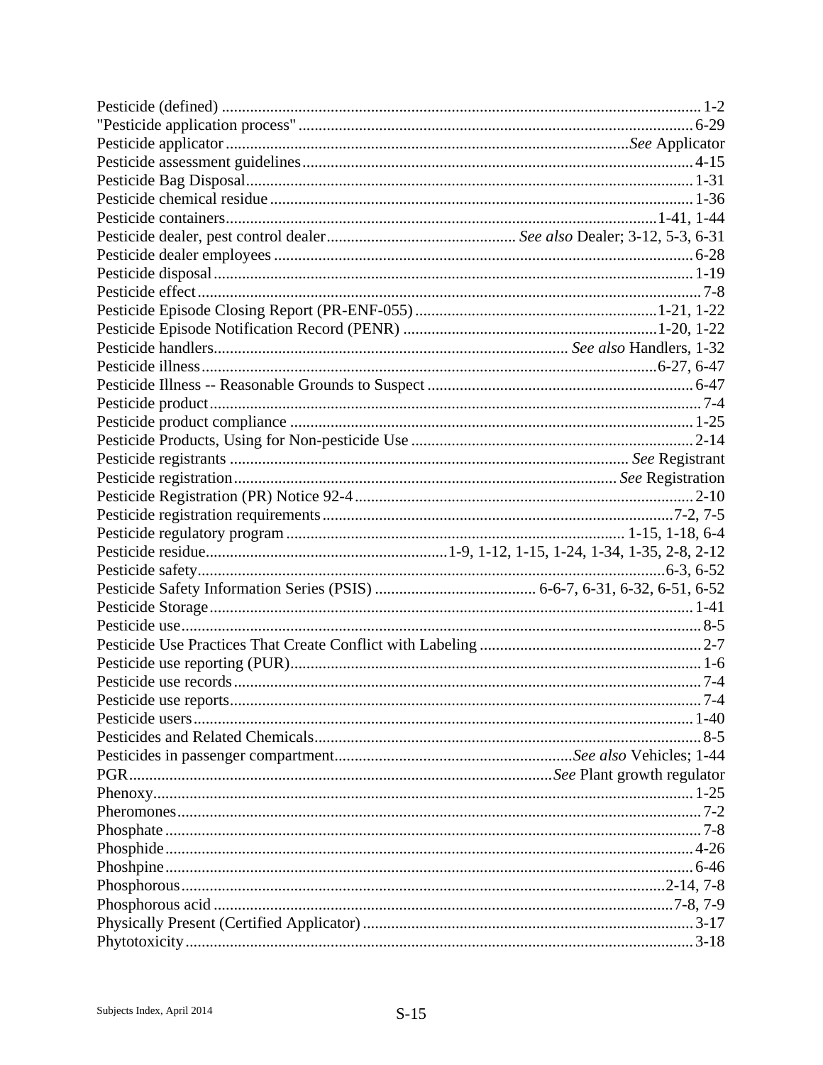Pesticide (defined) ........................................................................................................ 1-2
"Pesticide application process" ........................................................................................ 6-29
Pesticide applicator ................................................................................................ *See* Applicator
Pesticide assessment guidelines ...................................................................................... 4-15
Pesticide Bag Disposal .................................................................................................... 1-31
Pesticide chemical residue ............................................................................................... 1-36
Pesticide containers ................................................................................................ 1-41, 1-44
Pesticide dealer, pest control dealer ............................................ *See also* Dealer; 3-12, 5-3, 6-31
Pesticide dealer employees .............................................................................................. 6-28
Pesticide disposal ............................................................................................................. 1-19
Pesticide effect ................................................................................................................. 7-8
Pesticide Episode Closing Report (PR-ENF-055) ........................................................ 1-21, 1-22
Pesticide Episode Notification Record (PENR) ........................................................... 1-20, 1-22
Pesticide handlers ..................................................................................... *See also* Handlers, 1-32
Pesticide illness ........................................................................................................ 6-27, 6-47
Pesticide Illness -- Reasonable Grounds to Suspect ......................................................... 6-47
Pesticide product .............................................................................................................. 7-4
Pesticide product compliance .......................................................................................... 1-25
Pesticide Products, Using for Non-pesticide Use ............................................................. 2-14
Pesticide registrants .............................................................................................. *See* Registrant
Pesticide registration ......................................................................................... *See* Registration
Pesticide Registration (PR) Notice 92-4 ........................................................................... 2-10
Pesticide registration requirements ............................................................................. 7-2, 7-5
Pesticide regulatory program ................................................................................ 1-15, 1-18, 6-4
Pesticide residue ........................................................ 1-9, 1-12, 1-15, 1-24, 1-34, 1-35, 2-8, 2-12
Pesticide safety ........................................................................................................... 6-3, 6-52
Pesticide Safety Information Series (PSIS) ....................................... 6-6-7, 6-31, 6-32, 6-51, 6-52
Pesticide Storage ............................................................................................................. 1-41
Pesticide use .................................................................................................................... 8-5
Pesticide Use Practices That Create Conflict with Labeling ............................................. 2-7
Pesticide use reporting (PUR) ........................................................................................... 1-6
Pesticide use records ......................................................................................................... 7-4
Pesticide use reports .......................................................................................................... 7-4
Pesticide users ................................................................................................................. 1-40
Pesticides and Related Chemicals ...................................................................................... 8-5
Pesticides in passenger compartment ..................................................... *See also* Vehicles; 1-44
PGR .......................................................................................... *See* Plant growth regulator
Phenoxy ........................................................................................................................... 1-25
Pheromones ...................................................................................................................... 7-2
Phosphate ......................................................................................................................... 7-8
Phosphide ........................................................................................................................ 4-26
Phoshpine ........................................................................................................................ 6-46
Phosphorous ............................................................................................................. 2-14, 7-8
Phosphorous acid ....................................................................................................... 7-8, 7-9
Physically Present (Certified Applicator) ........................................................................ 3-17
Phytotoxicity ................................................................................................................... 3-18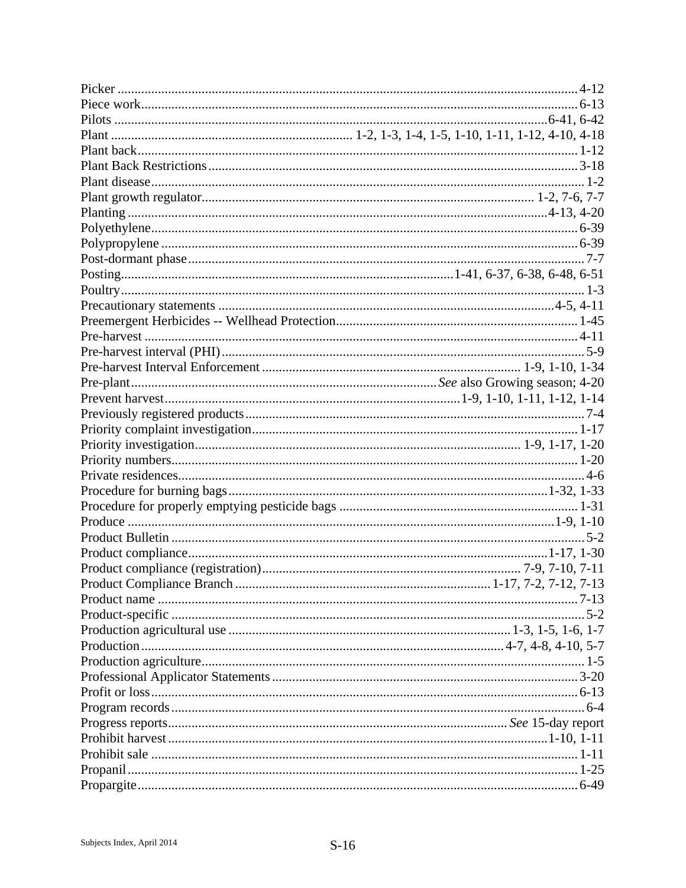Picker ........................................................................................................................ 4-12
Piece work.................................................................................................................. 6-13
Pilots ...............................................................................................................6-41, 6-42
Plant ...................................................................... 1-2, 1-3, 1-4, 1-5, 1-10, 1-11, 1-12, 4-10, 4-18
Plant back.................................................................................................................. 1-12
Plant Back Restrictions.............................................................................................. 3-18
Plant disease................................................................................................................ 1-2
Plant growth regulator................................................................................. 1-2, 7-6, 7-7
Planting ......................................................................................................4-13, 4-20
Polyethylene.............................................................................................................. 6-39
Polypropylene ........................................................................................................... 6-39
Post-dormant phase..................................................................................................... 7-7
Posting...............................................................................1-41, 6-37, 6-38, 6-48, 6-51
Poultry......................................................................................................................... 1-3
Precautionary statements ........................................................................................4-5, 4-11
Preemergent Herbicides -- Wellhead Protection........................................................ 1-45
Pre-harvest ................................................................................................................ 4-11
Pre-harvest interval (PHI)........................................................................................... 5-9
Pre-harvest Interval Enforcement ............................................................ 1-9, 1-10, 1-34
Pre-plant........................................................................... *See* also Growing season; 4-20
Prevent harvest............................................................................1-9, 1-10, 1-11, 1-12, 1-14
Previously registered products..................................................................................... 7-4
Priority complaint investigation................................................................................ 1-17
Priority investigation............................................................................... 1-9, 1-17, 1-20
Priority numbers......................................................................................................... 1-20
Private residences......................................................................................................... 4-6
Procedure for burning bags.........................................................................1-32, 1-33
Procedure for properly emptying pesticide bags ....................................................... 1-31
Produce ...................................................................................................1-9, 1-10
Product Bulletin ........................................................................................................... 5-2
Product compliance...............................................................................1-17, 1-30
Product compliance (registration)............................................................. 7-9, 7-10, 7-11
Product Compliance Branch ........................................................... 1-17, 7-2, 7-12, 7-13
Product name ............................................................................................................. 7-13
Product-specific ........................................................................................................... 5-2
Production agricultural use ............................................................... 1-3, 1-5, 1-6, 1-7
Production........................................................................................ 4-7, 4-8, 4-10, 5-7
Production agriculture.................................................................................................. 1-5
Professional Applicator Statements........................................................................... 3-20
Profit or loss............................................................................................................... 6-13
Program records ........................................................................................................... 6-4
Progress reports.............................................................................................. *See* 15-day report
Prohibit harvest.........................................................................................1-10, 1-11
Prohibit sale ............................................................................................................... 1-11
Propanil...................................................................................................................... 1-25
Propargite................................................................................................................... 6-49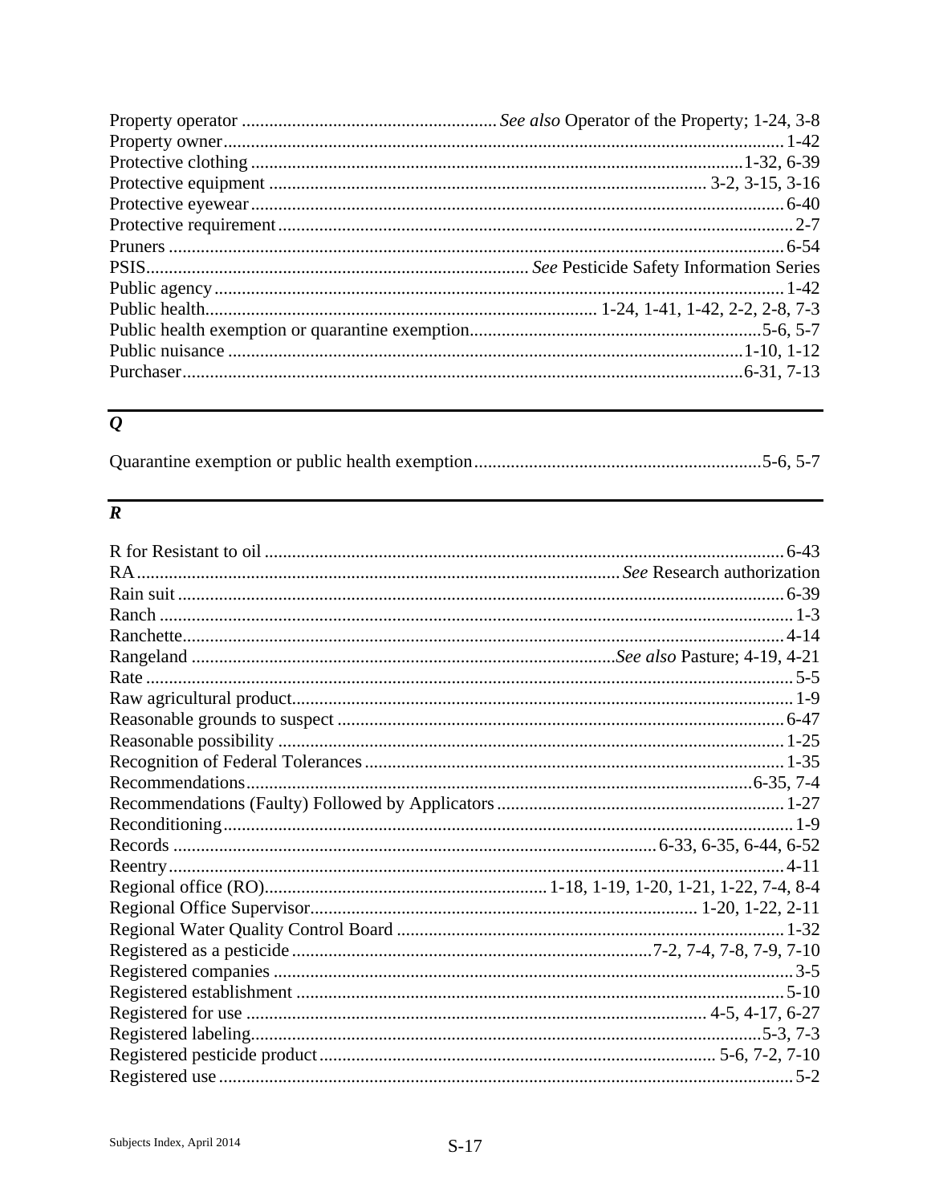Property operator ....................................................... *See also* Operator of the Property; 1-24, 3-8
Property owner ........................................................................................................... 1-42
Protective clothing ........................................................................................... 1-32, 6-39
Protective equipment ............................................................................... 3-2, 3-15, 3-16
Protective eyewear ..................................................................................................... 6-40
Protective requirement ................................................................................................. 2-7
Pruners ....................................................................................................................... 6-54
PSIS .................................................................................. *See* Pesticide Safety Information Series
Public agency ............................................................................................................. 1-42
Public health ..................................................................... 1-24, 1-41, 1-42, 2-2, 2-8, 7-3
Public health exemption or quarantine exemption ................................................ 5-6, 5-7
Public nuisance ................................................................................................. 1-10, 1-12
Purchaser .......................................................................................................... 6-31, 7-13

## *Q*

Quarantine exemption or public health exemption ................................................ 5-6, 5-7

## *R*

R for Resistant to oil .................................................................................................. 6-43
RA ......................................................................................... *See* Research authorization
Rain suit ..................................................................................................................... 6-39
Ranch ........................................................................................................................... 1-3
Ranchette .................................................................................................................... 4-14
Rangeland .............................................................................. *See also* Pasture; 4-19, 4-21
Rate .............................................................................................................................. 5-5
Raw agricultural product .............................................................................................. 1-9
Reasonable grounds to suspect .................................................................................. 6-47
Reasonable possibility ................................................................................................ 1-25
Recognition of Federal Tolerances ............................................................................. 1-35
Recommendations ............................................................................................. 6-35, 7-4
Recommendations (Faulty) Followed by Applicators ................................................ 1-27
Reconditioning ............................................................................................................. 1-9
Records ........................................................................................ 6-33, 6-35, 6-44, 6-52
Reentry ....................................................................................................................... 4-11
Regional office (RO) ............................................................. 1-18, 1-19, 1-20, 1-21, 1-22, 7-4, 8-4
Regional Office Supervisor ..................................................................... 1-20, 1-22, 2-11
Regional Water Quality Control Board ...................................................................... 1-32
Registered as a pesticide ............................................................... 7-2, 7-4, 7-8, 7-9, 7-10
Registered companies ................................................................................................... 3-5
Registered establishment ............................................................................................ 5-10
Registered for use ................................................................................... 4-5, 4-17, 6-27
Registered labeling ............................................................................................... 5-3, 7-3
Registered pesticide product ..................................................................... 5-6, 7-2, 7-10
Registered use .............................................................................................................. 5-2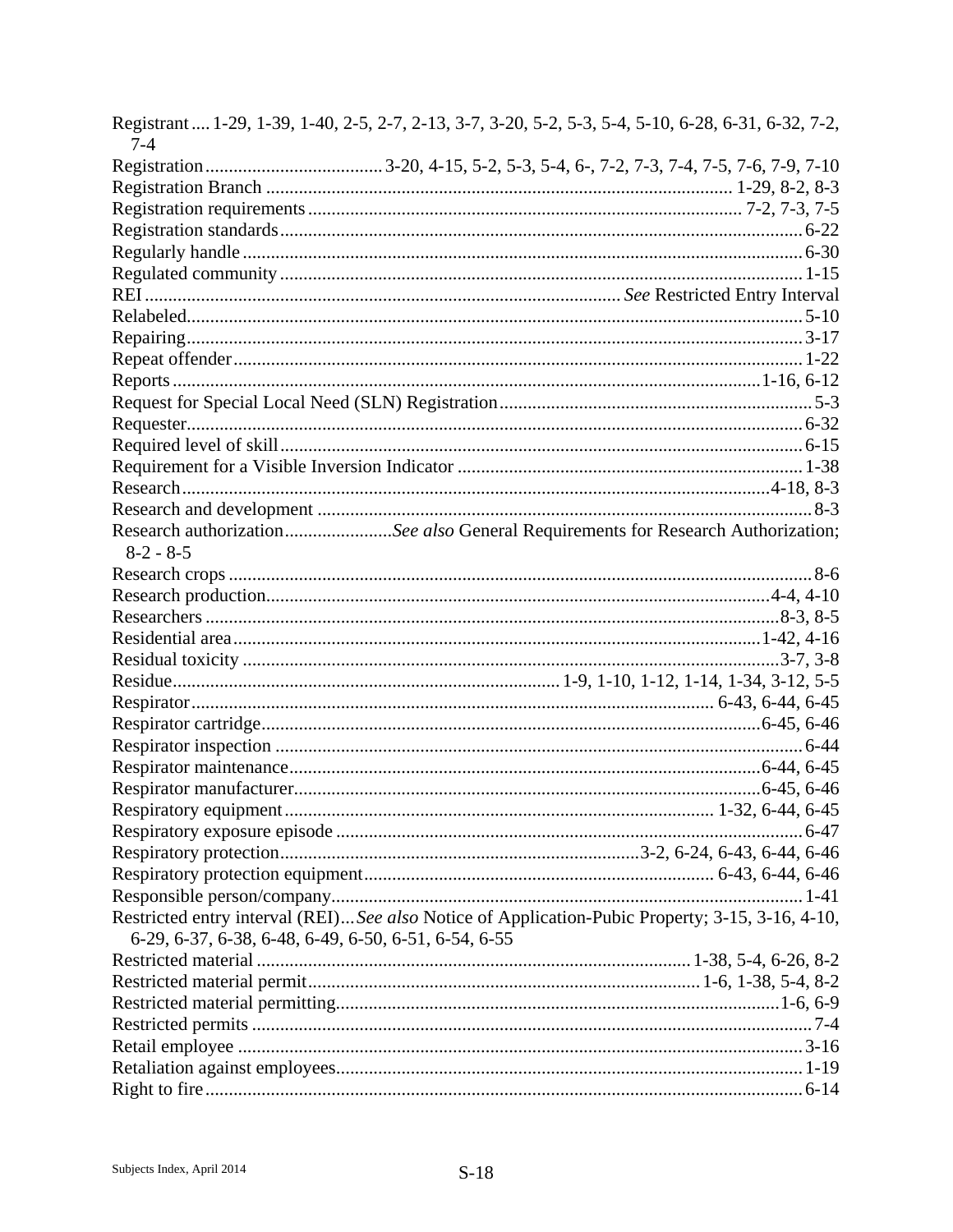Registrant .... 1-29, 1-39, 1-40, 2-5, 2-7, 2-13, 3-7, 3-20, 5-2, 5-3, 5-4, 5-10, 6-28, 6-31, 6-32, 7-2, 7-4

Registration ...................................... 3-20, 4-15, 5-2, 5-3, 5-4, 6-, 7-2, 7-3, 7-4, 7-5, 7-6, 7-9, 7-10

Registration Branch .................................................................................................. 1-29, 8-2, 8-3

Registration requirements .......................................................................................... 7-2, 7-3, 7-5

Registration standards .............................................................................................................. 6-22

Regularly handle ...................................................................................................................... 6-30

Regulated community .............................................................................................................. 1-15

REI .................................................................................................... *See* Restricted Entry Interval

Relabeled.................................................................................................................................. 5-10

Repairing.................................................................................................................................. 3-17

Repeat offender ........................................................................................................................ 1-22

Reports .......................................................................................................................... 1-16, 6-12

Request for Special Local Need (SLN) Registration .................................................................. 5-3

Requester.................................................................................................................................. 6-32

Required level of skill .............................................................................................................. 6-15

Requirement for a Visible Inversion Indicator ......................................................................... 1-38

Research............................................................................................................................ 4-18, 8-3

Research and development ......................................................................................................... 8-3

Research authorization....................... *See also* General Requirements for Research Authorization; 8-2 - 8-5

Research crops ........................................................................................................................... 8-6

Research production........................................................................................................... 4-4, 4-10

Researchers ........................................................................................................................ 8-3, 8-5

Residential area ................................................................................................................ 1-42, 4-16

Residual toxicity ...................................................................................................................3-7, 3-8

Residue................................................................................. 1-9, 1-10, 1-12, 1-14, 1-34, 3-12, 5-5

Respirator ............................................................................................................ 6-43, 6-44, 6-45

Respirator cartridge ........................................................................................................ 6-45, 6-46

Respirator inspection ............................................................................................................... 6-44

Respirator maintenance .................................................................................................. 6-44, 6-45

Respirator manufacturer .................................................................................................. 6-45, 6-46

Respiratory equipment ........................................................................................... 1-32, 6-44, 6-45

Respiratory exposure episode .................................................................................................. 6-47

Respiratory protection ........................................................................... 3-2, 6-24, 6-43, 6-44, 6-46

Respiratory protection equipment ......................................................................... 6-43, 6-44, 6-46

Responsible person/company.................................................................................................... 1-41

Restricted entry interval (REI)... *See also* Notice of Application-Pubic Property; 3-15, 3-16, 4-10, 6-29, 6-37, 6-38, 6-48, 6-49, 6-50, 6-51, 6-54, 6-55

Restricted material ........................................................................................... 1-38, 5-4, 6-26, 8-2

Restricted material permit .................................................................................. 1-6, 1-38, 5-4, 8-2

Restricted material permitting.............................................................................................. 1-6, 6-9

Restricted permits ...................................................................................................................... 7-4

Retail employee ........................................................................................................................ 3-16

Retaliation against employees................................................................................................... 1-19

Right to fire .............................................................................................................................. 6-14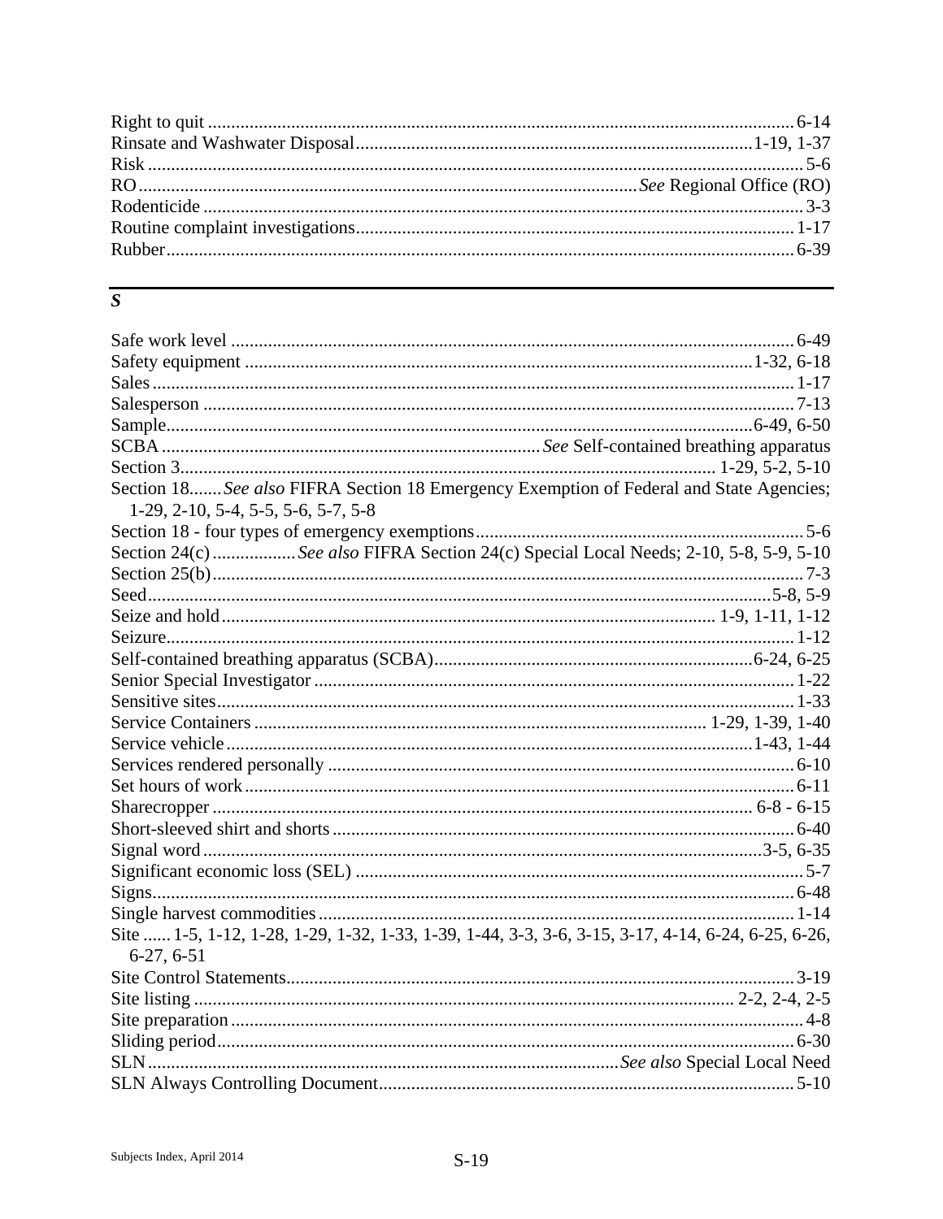Right to quit .......... 6-14
Rinsate and Washwater Disposal .......... 1-19, 1-37
Risk .......... 5-6
RO .......... *See* Regional Office (RO)
Rodenticide .......... 3-3
Routine complaint investigations .......... 1-17
Rubber .......... 6-39

## *S*

Safe work level .......... 6-49
Safety equipment .......... 1-32, 6-18
Sales .......... 1-17
Salesperson .......... 7-13
Sample .......... 6-49, 6-50
SCBA .......... *See* Self-contained breathing apparatus
Section 3 .......... 1-29, 5-2, 5-10
Section 18 ....... *See also* FIFRA Section 18 Emergency Exemption of Federal and State Agencies; 1-29, 2-10, 5-4, 5-5, 5-6, 5-7, 5-8
Section 18 - four types of emergency exemptions .......... 5-6
Section 24(c) .......... *See also* FIFRA Section 24(c) Special Local Needs; 2-10, 5-8, 5-9, 5-10
Section 25(b) .......... 7-3
Seed .......... 5-8, 5-9
Seize and hold .......... 1-9, 1-11, 1-12
Seizure .......... 1-12
Self-contained breathing apparatus (SCBA) .......... 6-24, 6-25
Senior Special Investigator .......... 1-22
Sensitive sites .......... 1-33
Service Containers .......... 1-29, 1-39, 1-40
Service vehicle .......... 1-43, 1-44
Services rendered personally .......... 6-10
Set hours of work .......... 6-11
Sharecropper .......... 6-8 - 6-15
Short-sleeved shirt and shorts .......... 6-40
Signal word .......... 3-5, 6-35
Significant economic loss (SEL) .......... 5-7
Signs .......... 6-48
Single harvest commodities .......... 1-14
Site ...... 1-5, 1-12, 1-28, 1-29, 1-32, 1-33, 1-39, 1-44, 3-3, 3-6, 3-15, 3-17, 4-14, 6-24, 6-25, 6-26, 6-27, 6-51
Site Control Statements .......... 3-19
Site listing .......... 2-2, 2-4, 2-5
Site preparation .......... 4-8
Sliding period .......... 6-30
SLN .......... *See also* Special Local Need
SLN Always Controlling Document .......... 5-10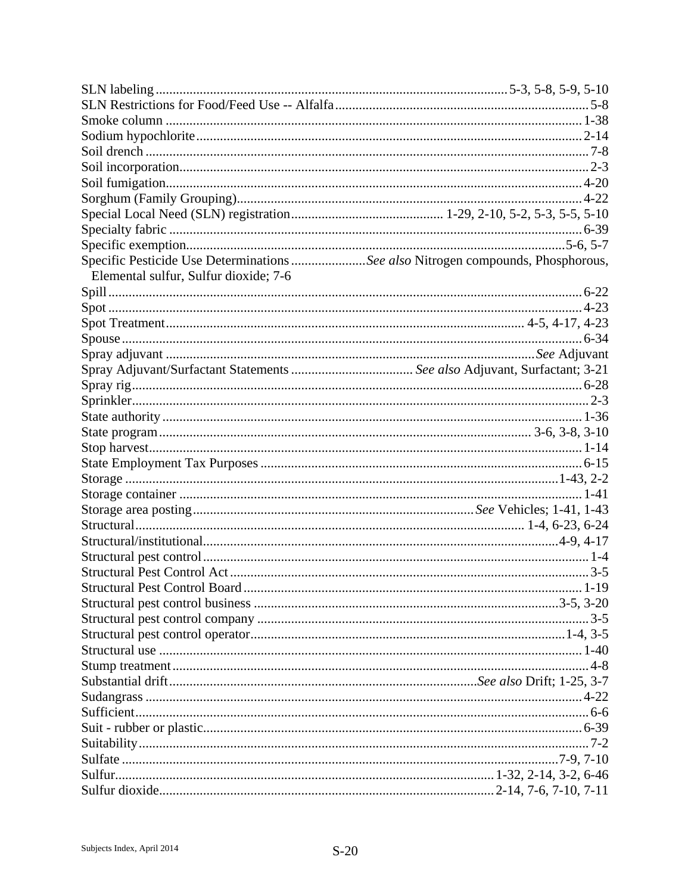SLN labeling ..................................................... 5-3, 5-8, 5-9, 5-10
SLN Restrictions for Food/Feed Use -- Alfalfa ..................................................... 5-8
Smoke column ..................................................... 1-38
Sodium hypochlorite ..................................................... 2-14
Soil drench ..................................................... 7-8
Soil incorporation ..................................................... 2-3
Soil fumigation ..................................................... 4-20
Sorghum (Family Grouping) ..................................................... 4-22
Special Local Need (SLN) registration ..................................................... 1-29, 2-10, 5-2, 5-3, 5-5, 5-10
Specialty fabric ..................................................... 6-39
Specific exemption ..................................................... 5-6, 5-7
Specific Pesticide Use Determinations ..................... *See also* Nitrogen compounds, Phosphorous, Elemental sulfur, Sulfur dioxide; 7-6
Spill ..................................................... 6-22
Spot ..................................................... 4-23
Spot Treatment ..................................................... 4-5, 4-17, 4-23
Spouse ..................................................... 6-34
Spray adjuvant ..................................................... *See* Adjuvant
Spray Adjuvant/Surfactant Statements ..................................................... *See also* Adjuvant, Surfactant; 3-21
Spray rig ..................................................... 6-28
Sprinkler ..................................................... 2-3
State authority ..................................................... 1-36
State program ..................................................... 3-6, 3-8, 3-10
Stop harvest ..................................................... 1-14
State Employment Tax Purposes ..................................................... 6-15
Storage ..................................................... 1-43, 2-2
Storage container ..................................................... 1-41
Storage area posting ..................................................... *See* Vehicles; 1-41, 1-43
Structural ..................................................... 1-4, 6-23, 6-24
Structural/institutional ..................................................... 4-9, 4-17
Structural pest control ..................................................... 1-4
Structural Pest Control Act ..................................................... 3-5
Structural Pest Control Board ..................................................... 1-19
Structural pest control business ..................................................... 3-5, 3-20
Structural pest control company ..................................................... 3-5
Structural pest control operator ..................................................... 1-4, 3-5
Structural use ..................................................... 1-40
Stump treatment ..................................................... 4-8
Substantial drift ..................................................... *See also* Drift; 1-25, 3-7
Sudangrass ..................................................... 4-22
Sufficient ..................................................... 6-6
Suit - rubber or plastic ..................................................... 6-39
Suitability ..................................................... 7-2
Sulfate ..................................................... 7-9, 7-10
Sulfur ..................................................... 1-32, 2-14, 3-2, 6-46
Sulfur dioxide ..................................................... 2-14, 7-6, 7-10, 7-11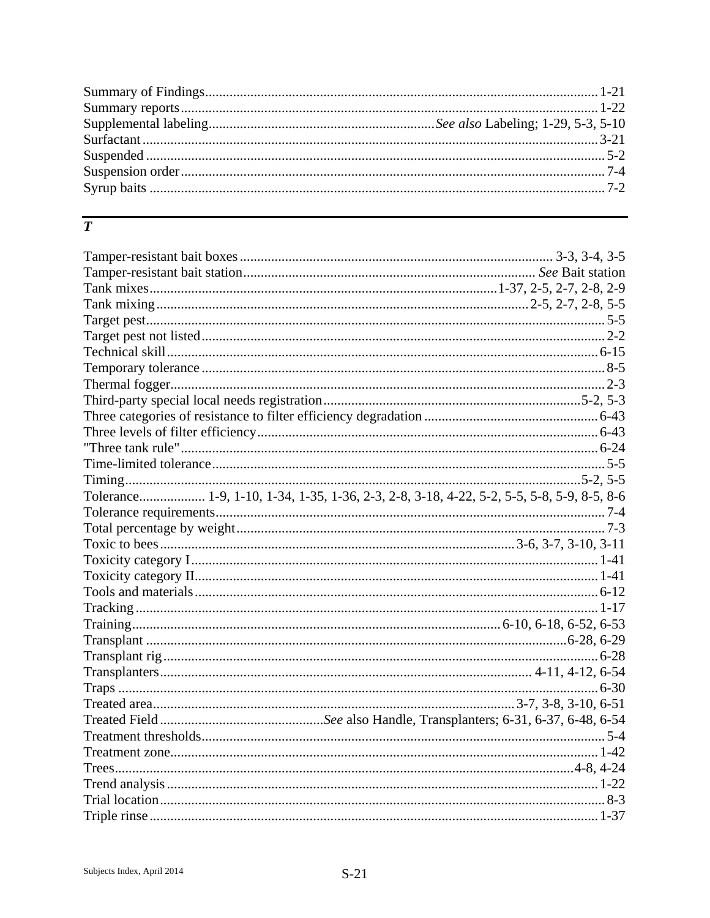Summary of Findings ........ 1-21
Summary reports ........ 1-22
Supplemental labeling ........ *See also* Labeling; 1-29, 5-3, 5-10
Surfactant ........ 3-21
Suspended ........ 5-2
Suspension order ........ 7-4
Syrup baits ........ 7-2

## *T*

Tamper-resistant bait boxes ........ 3-3, 3-4, 3-5
Tamper-resistant bait station ........ *See* Bait station
Tank mixes ........ 1-37, 2-5, 2-7, 2-8, 2-9
Tank mixing ........ 2-5, 2-7, 2-8, 5-5
Target pest ........ 5-5
Target pest not listed ........ 2-2
Technical skill ........ 6-15
Temporary tolerance ........ 8-5
Thermal fogger ........ 2-3
Third-party special local needs registration ........ 5-2, 5-3
Three categories of resistance to filter efficiency degradation ........ 6-43
Three levels of filter efficiency ........ 6-43
"Three tank rule" ........ 6-24
Time-limited tolerance ........ 5-5
Timing ........ 5-2, 5-5
Tolerance ........ 1-9, 1-10, 1-34, 1-35, 1-36, 2-3, 2-8, 3-18, 4-22, 5-2, 5-5, 5-8, 5-9, 8-5, 8-6
Tolerance requirements ........ 7-4
Total percentage by weight ........ 7-3
Toxic to bees ........ 3-6, 3-7, 3-10, 3-11
Toxicity category I ........ 1-41
Toxicity category II ........ 1-41
Tools and materials ........ 6-12
Tracking ........ 1-17
Training ........ 6-10, 6-18, 6-52, 6-53
Transplant ........ 6-28, 6-29
Transplant rig ........ 6-28
Transplanters ........ 4-11, 4-12, 6-54
Traps ........ 6-30
Treated area ........ 3-7, 3-8, 3-10, 6-51
Treated Field ........ *See* also Handle, Transplanters; 6-31, 6-37, 6-48, 6-54
Treatment thresholds ........ 5-4
Treatment zone ........ 1-42
Trees ........ 4-8, 4-24
Trend analysis ........ 1-22
Trial location ........ 8-3
Triple rinse ........ 1-37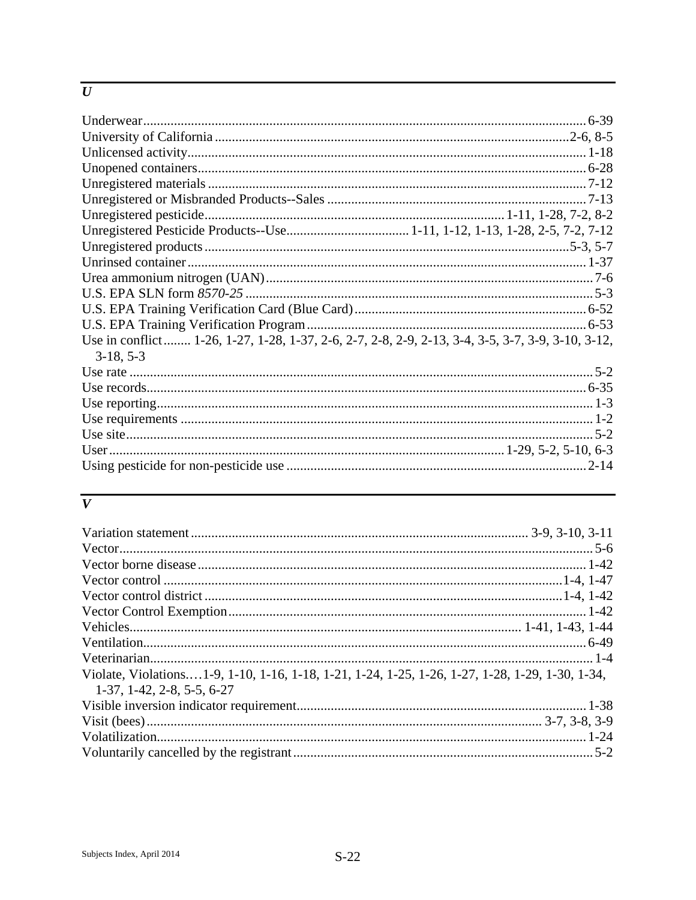## *U*

Underwear................................................................................................................... 6-39
University of California .......................................................................................... 2-6, 8-5
Unlicensed activity..................................................................................................... 1-18
Unopened containers.................................................................................................. 6-28
Unregistered materials ............................................................................................... 7-12
Unregistered or Misbranded Products--Sales ............................................................. 7-13
Unregistered pesticide..................................................................... 1-11, 1-28, 7-2, 8-2
Unregistered Pesticide Products--Use................................... 1-11, 1-12, 1-13, 1-28, 2-5, 7-2, 7-12
Unregistered products ............................................................................................. 5-3, 5-7
Unrinsed container..................................................................................................... 1-37
Urea ammonium nitrogen (UAN)................................................................................. 7-6
U.S. EPA SLN form *8570-25* .................................................................................... 5-3
U.S. EPA Training Verification Card (Blue Card)..................................................... 6-52
U.S. EPA Training Verification Program................................................................... 6-53
Use in conflict........ 1-26, 1-27, 1-28, 1-37, 2-6, 2-7, 2-8, 2-9, 2-13, 3-4, 3-5, 3-7, 3-9, 3-10, 3-12, 3-18, 5-3
Use rate ........................................................................................................................ 5-2
Use records................................................................................................................. 6-35
Use reporting................................................................................................................ 1-3
Use requirements ......................................................................................................... 1-2
Use site.......................................................................................................................... 5-2
User.................................................................................................... 1-29, 5-2, 5-10, 6-3
Using pesticide for non-pesticide use ......................................................................... 2-14

## *V*

Variation statement .......................................................................................... 3-9, 3-10, 3-11
Vector........................................................................................................................... 5-6
Vector borne disease .................................................................................................. 1-42
Vector control ...................................................................................................... 1-4, 1-47
Vector control district .......................................................................................... 1-4, 1-42
Vector Control Exemption......................................................................................... 1-42
Vehicles................................................................................................... 1-41, 1-43, 1-44
Ventilation.................................................................................................................. 6-49
Veterinarian.................................................................................................................. 1-4
Violate, Violations.…1-9, 1-10, 1-16, 1-18, 1-21, 1-24, 1-25, 1-26, 1-27, 1-28, 1-29, 1-30, 1-34, 1-37, 1-42, 2-8, 5-5, 6-27
Visible inversion indicator requirement..................................................................... 1-38
Visit (bees)...................................................................................................... 3-7, 3-8, 3-9
Volatilization............................................................................................................... 1-24
Voluntarily cancelled by the registrant......................................................................... 5-2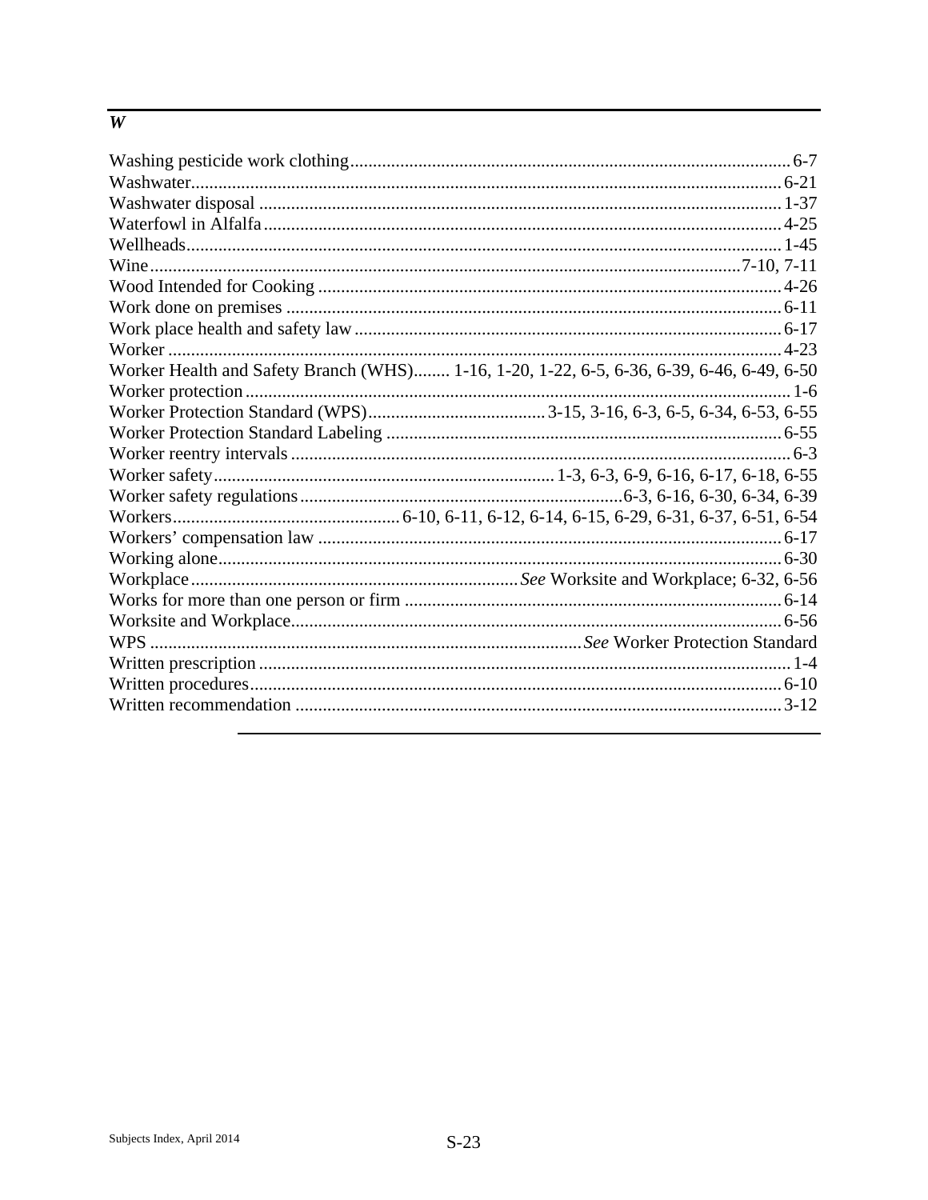## *W*

Washing pesticide work clothing ............ 6-7
Washwater ............ 6-21
Washwater disposal ............ 1-37
Waterfowl in Alfalfa ............ 4-25
Wellheads ............ 1-45
Wine ............ 7-10, 7-11
Wood Intended for Cooking ............ 4-26
Work done on premises ............ 6-11
Work place health and safety law ............ 6-17
Worker ............ 4-23
Worker Health and Safety Branch (WHS) ........ 1-16, 1-20, 1-22, 6-5, 6-36, 6-39, 6-46, 6-49, 6-50
Worker protection ............ 1-6
Worker Protection Standard (WPS) ............ 3-15, 3-16, 6-3, 6-5, 6-34, 6-53, 6-55
Worker Protection Standard Labeling ............ 6-55
Worker reentry intervals ............ 6-3
Worker safety ............ 1-3, 6-3, 6-9, 6-16, 6-17, 6-18, 6-55
Worker safety regulations ............ 6-3, 6-16, 6-30, 6-34, 6-39
Workers ............ 6-10, 6-11, 6-12, 6-14, 6-15, 6-29, 6-31, 6-37, 6-51, 6-54
Workers' compensation law ............ 6-17
Working alone ............ 6-30
Workplace ............ *See* Worksite and Workplace; 6-32, 6-56
Works for more than one person or firm ............ 6-14
Worksite and Workplace ............ 6-56
WPS ............ *See* Worker Protection Standard
Written prescription ............ 1-4
Written procedures ............ 6-10
Written recommendation ............ 3-12